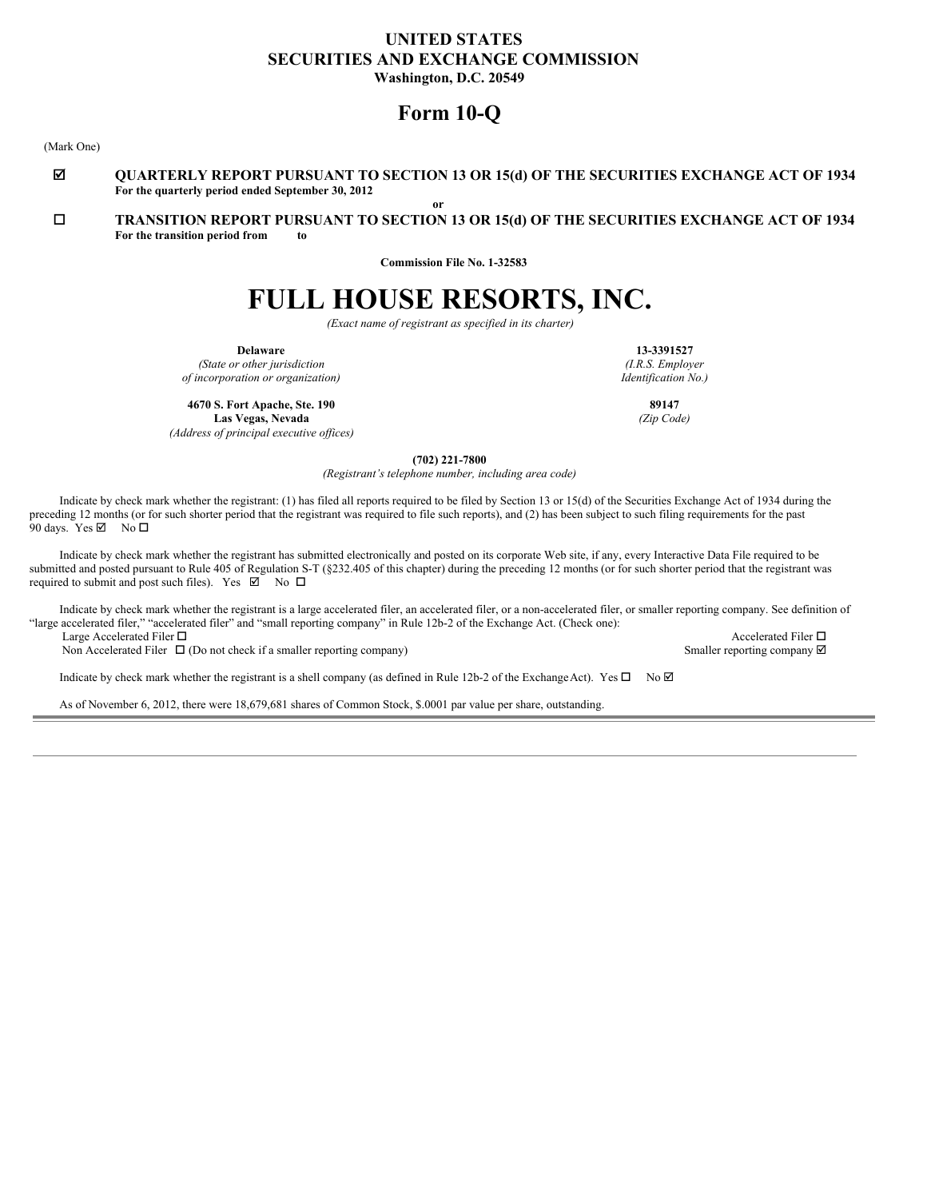# UNITED STATES
# SECURITIES AND EXCHANGE COMMISSION
**Washington, D.C. 20549**

# Form 10-Q

(Mark One)

☑ **QUARTERLY REPORT PURSUANT TO SECTION 13 OR 15(d) OF THE SECURITIES EXCHANGE ACT OF 1934**
**For the quarterly period ended September 30, 2012**

**or**

☐ **TRANSITION REPORT PURSUANT TO SECTION 13 OR 15(d) OF THE SECURITIES EXCHANGE ACT OF 1934**
**For the transition period from to**

**Commission File No. 1-32583**

# FULL HOUSE RESORTS, INC.

*(Exact name of registrant as specified in its charter)*

| | |
|---|---|
| **Delaware** | **13-3391527** |
| *(State or other jurisdiction of incorporation or organization)* | *(I.R.S. Employer Identification No.)* |
| **4670 S. Fort Apache, Ste. 190 Las Vegas, Nevada** | **89147** |
| *(Address of principal executive offices)* | *(Zip Code)* |

**(702) 221-7800**
*(Registrant's telephone number, including area code)*

Indicate by check mark whether the registrant: (1) has filed all reports required to be filed by Section 13 or 15(d) of the Securities Exchange Act of 1934 during the preceding 12 months (or for such shorter period that the registrant was required to file such reports), and (2) has been subject to such filing requirements for the past 90 days. Yes ☑ No ☐

Indicate by check mark whether the registrant has submitted electronically and posted on its corporate Web site, if any, every Interactive Data File required to be submitted and posted pursuant to Rule 405 of Regulation S-T (§232.405 of this chapter) during the preceding 12 months (or for such shorter period that the registrant was required to submit and post such files). Yes ☑ No ☐

Indicate by check mark whether the registrant is a large accelerated filer, an accelerated filer, or a non-accelerated filer, or smaller reporting company. See definition of "large accelerated filer," "accelerated filer" and "small reporting company" in Rule 12b-2 of the Exchange Act. (Check one):

Large Accelerated Filer ☐ Accelerated Filer ☐
Non Accelerated Filer ☐ (Do not check if a smaller reporting company) Smaller reporting company ☑

Indicate by check mark whether the registrant is a shell company (as defined in Rule 12b-2 of the Exchange Act). Yes ☐ No ☑

As of November 6, 2012, there were 18,679,681 shares of Common Stock, $.0001 par value per share, outstanding.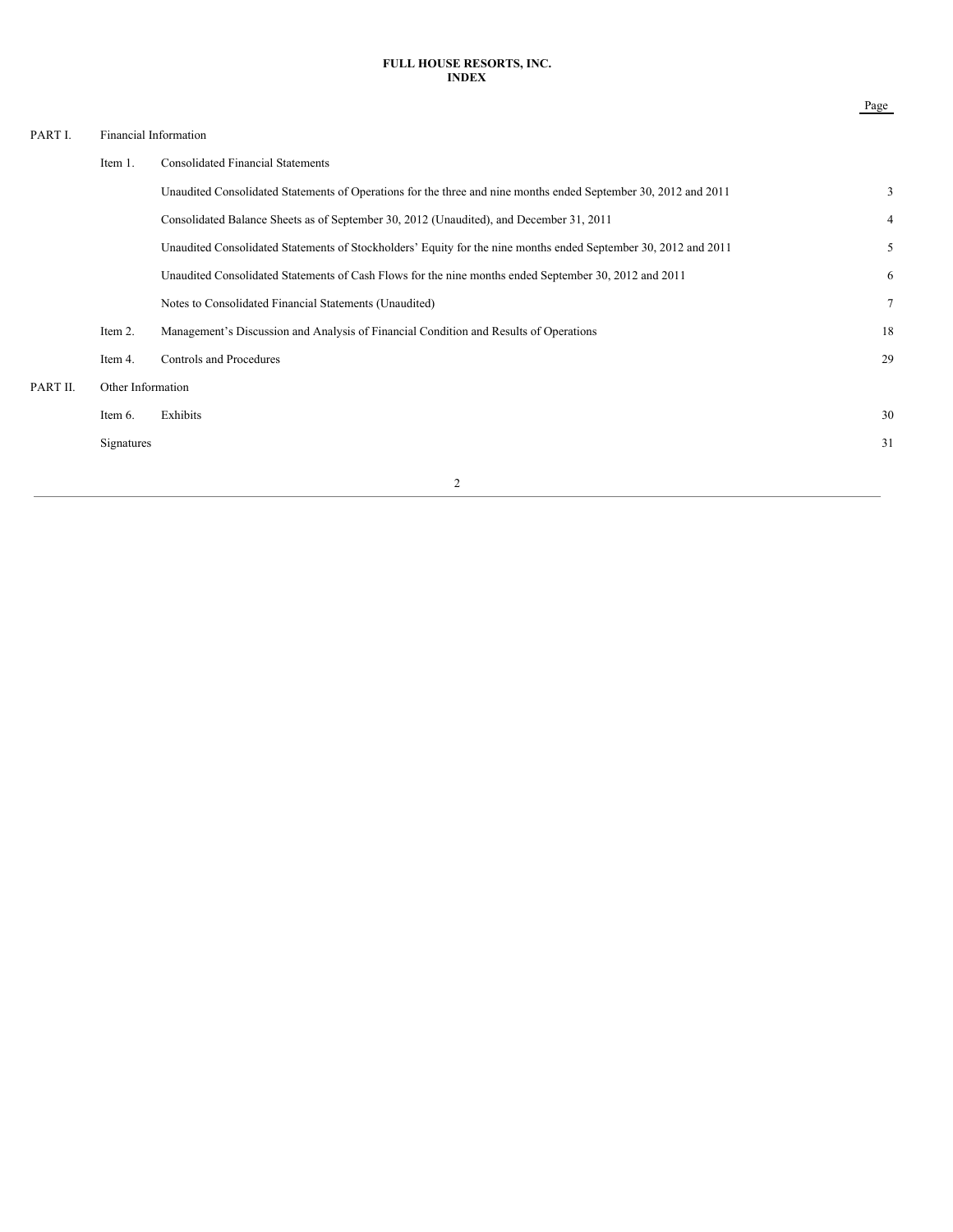**FULL HOUSE RESORTS, INC.**
**INDEX**

| | | | Page |
|---|---|---|---|
| PART I. | Financial Information | | |
| | Item 1. | Consolidated Financial Statements | |
| | | Unaudited Consolidated Statements of Operations for the three and nine months ended September 30, 2012 and 2011 | 3 |
| | | Consolidated Balance Sheets as of September 30, 2012 (Unaudited), and December 31, 2011 | 4 |
| | | Unaudited Consolidated Statements of Stockholders' Equity for the nine months ended September 30, 2012 and 2011 | 5 |
| | | Unaudited Consolidated Statements of Cash Flows for the nine months ended September 30, 2012 and 2011 | 6 |
| | | Notes to Consolidated Financial Statements (Unaudited) | 7 |
| | Item 2. | Management's Discussion and Analysis of Financial Condition and Results of Operations | 18 |
| | Item 4. | Controls and Procedures | 29 |
| PART II. | Other Information | | |
| | Item 6. | Exhibits | 30 |
| | Signatures | | 31 |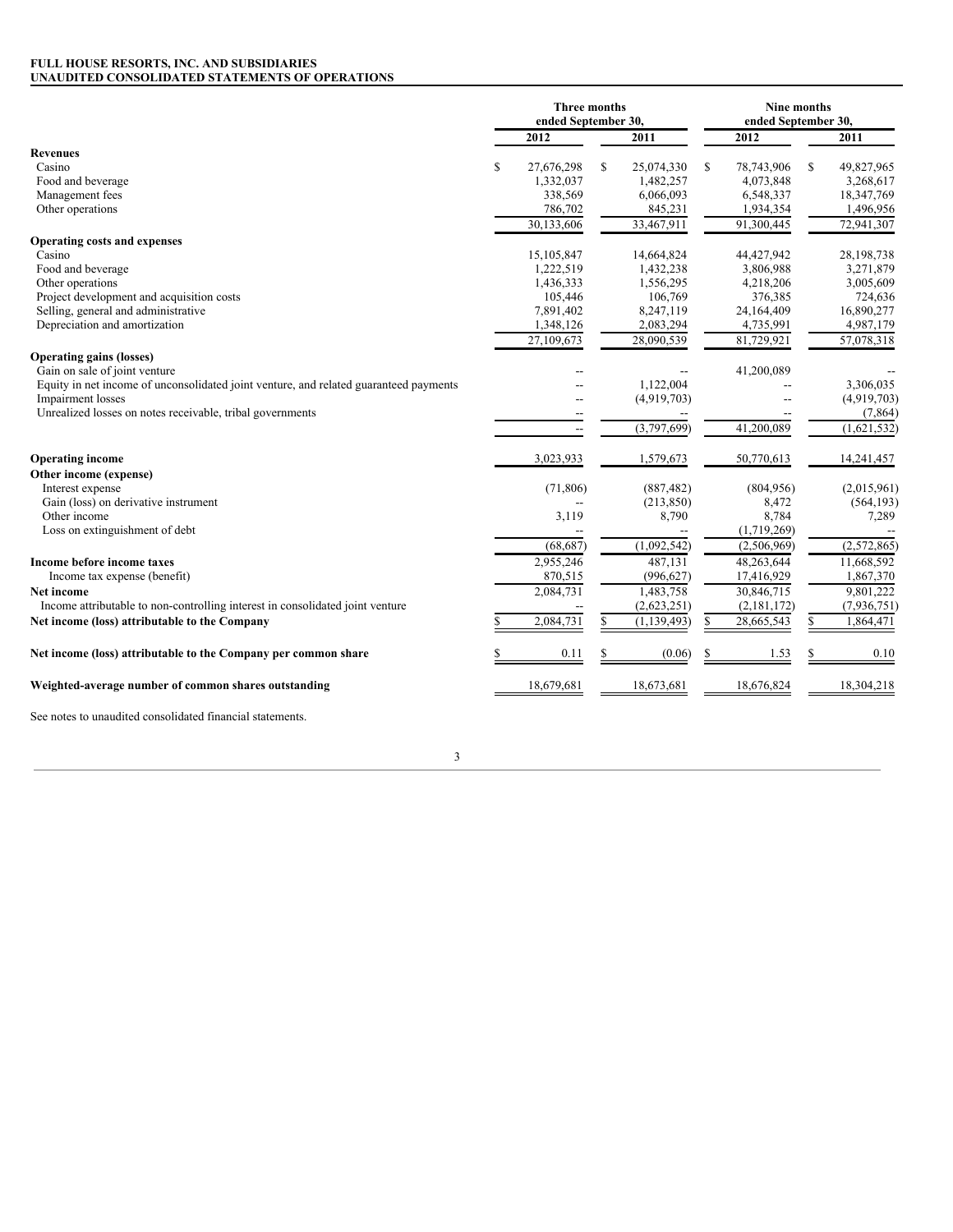**FULL HOUSE RESORTS, INC. AND SUBSIDIARIES**
**UNAUDITED CONSOLIDATED STATEMENTS OF OPERATIONS**

| | Three months ended September 30, | | Nine months ended September 30, | |
|---|---|---|---|---|
| | 2012 | 2011 | 2012 | 2011 |
| **Revenues** | | | | |
| Casino | $ 27,676,298 | $ 25,074,330 | $ 78,743,906 | $ 49,827,965 |
| Food and beverage | 1,332,037 | 1,482,257 | 4,073,848 | 3,268,617 |
| Management fees | 338,569 | 6,066,093 | 6,548,337 | 18,347,769 |
| Other operations | 786,702 | 845,231 | 1,934,354 | 1,496,956 |
| | 30,133,606 | 33,467,911 | 91,300,445 | 72,941,307 |
| **Operating costs and expenses** | | | | |
| Casino | 15,105,847 | 14,664,824 | 44,427,942 | 28,198,738 |
| Food and beverage | 1,222,519 | 1,432,238 | 3,806,988 | 3,271,879 |
| Other operations | 1,436,333 | 1,556,295 | 4,218,206 | 3,005,609 |
| Project development and acquisition costs | 105,446 | 106,769 | 376,385 | 724,636 |
| Selling, general and administrative | 7,891,402 | 8,247,119 | 24,164,409 | 16,890,277 |
| Depreciation and amortization | 1,348,126 | 2,083,294 | 4,735,991 | 4,987,179 |
| | 27,109,673 | 28,090,539 | 81,729,921 | 57,078,318 |
| **Operating gains (losses)** | | | | |
| Gain on sale of joint venture | -- | -- | 41,200,089 | -- |
| Equity in net income of unconsolidated joint venture, and related guaranteed payments | -- | 1,122,004 | -- | 3,306,035 |
| Impairment losses | -- | (4,919,703) | -- | (4,919,703) |
| Unrealized losses on notes receivable, tribal governments | -- | -- | -- | (7,864) |
| | -- | (3,797,699) | 41,200,089 | (1,621,532) |
| **Operating income** | 3,023,933 | 1,579,673 | 50,770,613 | 14,241,457 |
| **Other income (expense)** | | | | |
| Interest expense | (71,806) | (887,482) | (804,956) | (2,015,961) |
| Gain (loss) on derivative instrument | -- | (213,850) | 8,472 | (564,193) |
| Other income | 3,119 | 8,790 | 8,784 | 7,289 |
| Loss on extinguishment of debt | -- | -- | (1,719,269) | -- |
| | (68,687) | (1,092,542) | (2,506,969) | (2,572,865) |
| **Income before income taxes** | 2,955,246 | 487,131 | 48,263,644 | 11,668,592 |
| Income tax expense (benefit) | 870,515 | (996,627) | 17,416,929 | 1,867,370 |
| **Net income** | 2,084,731 | 1,483,758 | 30,846,715 | 9,801,222 |
| Income attributable to non-controlling interest in consolidated joint venture | -- | (2,623,251) | (2,181,172) | (7,936,751) |
| **Net income (loss) attributable to the Company** | $ 2,084,731 | $ (1,139,493) | $ 28,665,543 | $ 1,864,471 |
| **Net income (loss) attributable to the Company per common share** | $ 0.11 | $ (0.06) | $ 1.53 | $ 0.10 |
| **Weighted-average number of common shares outstanding** | 18,679,681 | 18,673,681 | 18,676,824 | 18,304,218 |

See notes to unaudited consolidated financial statements.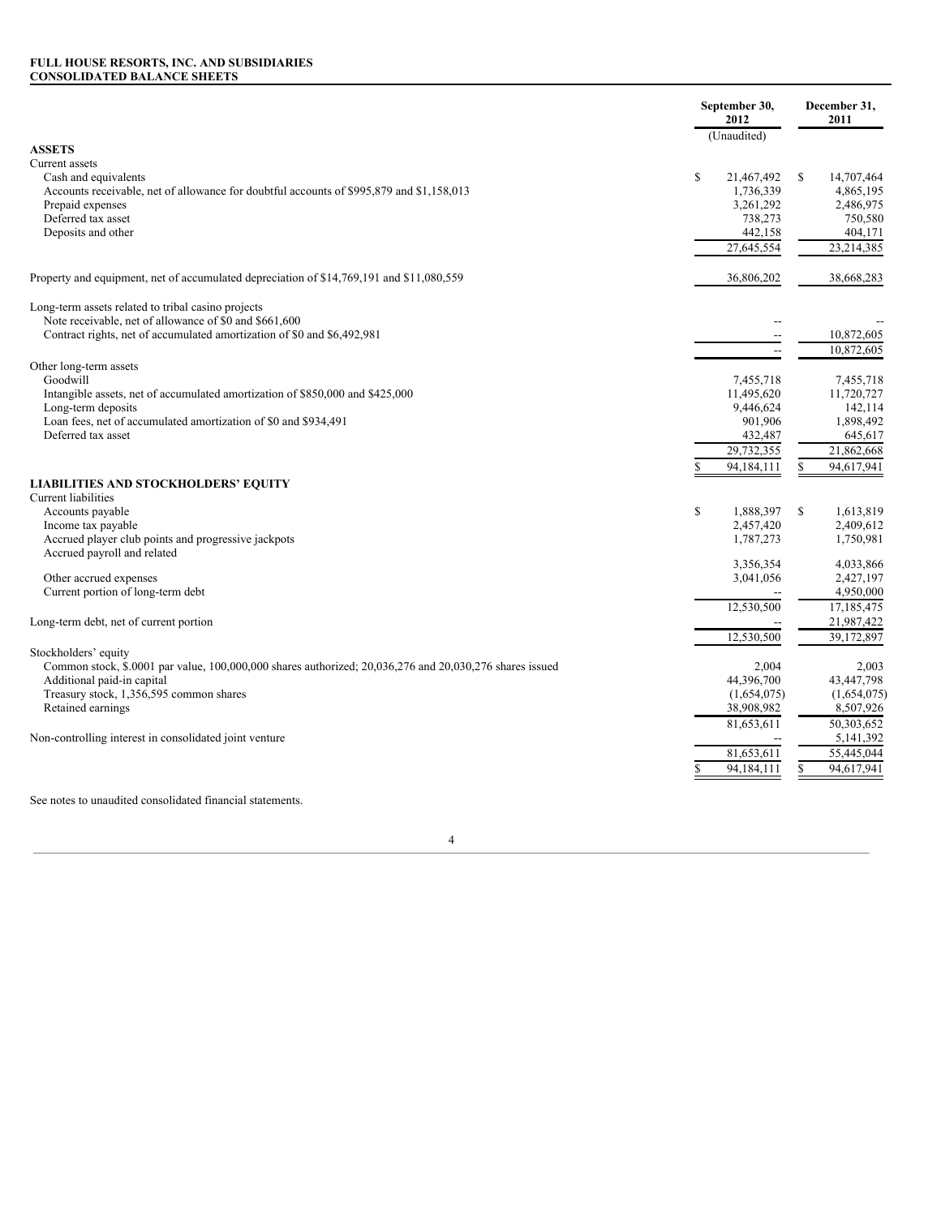**FULL HOUSE RESORTS, INC. AND SUBSIDIARIES**
**CONSOLIDATED BALANCE SHEETS**

| | September 30, 2012 | December 31, 2011 |
|---|---|---|
| | (Unaudited) | |
| **ASSETS** | | |
| Current assets | | |
| Cash and equivalents | $ 21,467,492 | $ 14,707,464 |
| Accounts receivable, net of allowance for doubtful accounts of $995,879 and $1,158,013 | 1,736,339 | 4,865,195 |
| Prepaid expenses | 3,261,292 | 2,486,975 |
| Deferred tax asset | 738,273 | 750,580 |
| Deposits and other | 442,158 | 404,171 |
| | 27,645,554 | 23,214,385 |
| Property and equipment, net of accumulated depreciation of $14,769,191 and $11,080,559 | 36,806,202 | 38,668,283 |
| Long-term assets related to tribal casino projects | | |
| Note receivable, net of allowance of $0 and $661,600 | -- | -- |
| Contract rights, net of accumulated amortization of $0 and $6,492,981 | -- | 10,872,605 |
| | -- | 10,872,605 |
| Other long-term assets | | |
| Goodwill | 7,455,718 | 7,455,718 |
| Intangible assets, net of accumulated amortization of $850,000 and $425,000 | 11,495,620 | 11,720,727 |
| Long-term deposits | 9,446,624 | 142,114 |
| Loan fees, net of accumulated amortization of $0 and $934,491 | 901,906 | 1,898,492 |
| Deferred tax asset | 432,487 | 645,617 |
| | 29,732,355 | 21,862,668 |
| | $ 94,184,111 | $ 94,617,941 |
| **LIABILITIES AND STOCKHOLDERS' EQUITY** | | |
| Current liabilities | | |
| Accounts payable | $ 1,888,397 | $ 1,613,819 |
| Income tax payable | 2,457,420 | 2,409,612 |
| Accrued player club points and progressive jackpots | 1,787,273 | 1,750,981 |
| Accrued payroll and related | 3,356,354 | 4,033,866 |
| Other accrued expenses | 3,041,056 | 2,427,197 |
| Current portion of long-term debt | -- | 4,950,000 |
| | 12,530,500 | 17,185,475 |
| Long-term debt, net of current portion | -- | 21,987,422 |
| | 12,530,500 | 39,172,897 |
| Stockholders' equity | | |
| Common stock, $.0001 par value, 100,000,000 shares authorized; 20,036,276 and 20,030,276 shares issued | 2,004 | 2,003 |
| Additional paid-in capital | 44,396,700 | 43,447,798 |
| Treasury stock, 1,356,595 common shares | (1,654,075) | (1,654,075) |
| Retained earnings | 38,908,982 | 8,507,926 |
| | 81,653,611 | 50,303,652 |
| Non-controlling interest in consolidated joint venture | -- | 5,141,392 |
| | 81,653,611 | 55,445,044 |
| | $ 94,184,111 | $ 94,617,941 |

See notes to unaudited consolidated financial statements.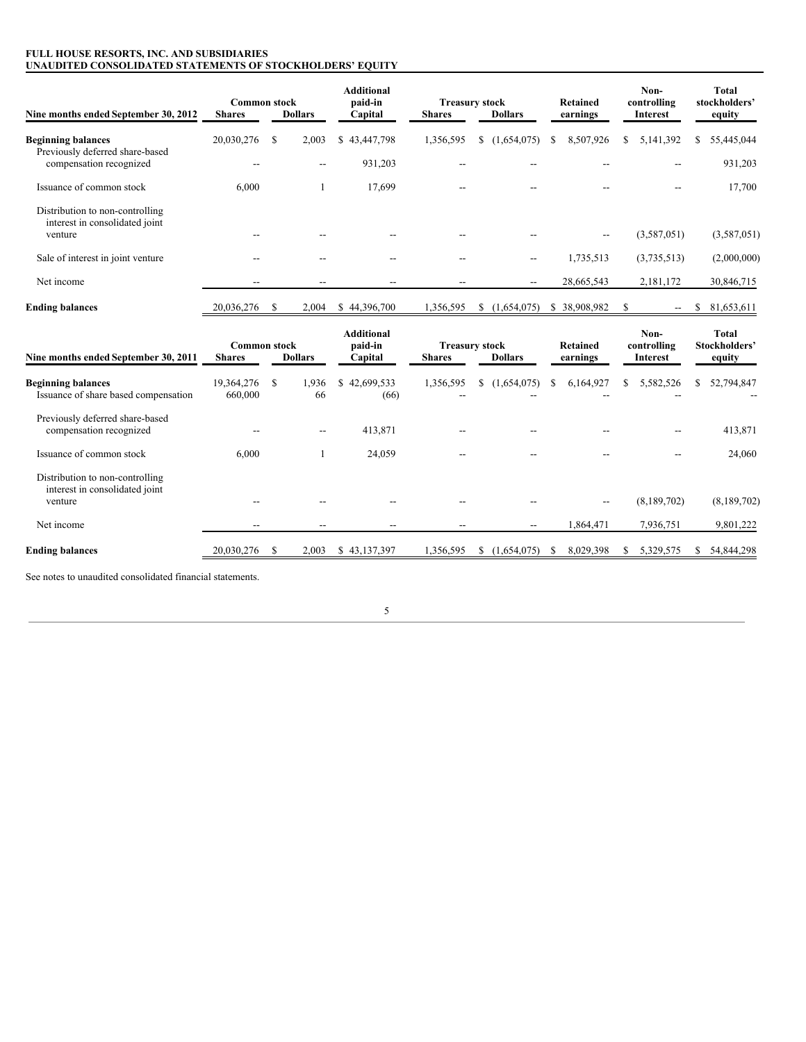**FULL HOUSE RESORTS, INC. AND SUBSIDIARIES**
**UNAUDITED CONSOLIDATED STATEMENTS OF STOCKHOLDERS' EQUITY**

| Nine months ended September 30, 2012 | Common stock Shares | Common stock Dollars | Additional paid-in Capital | Treasury stock Shares | Treasury stock Dollars | Retained earnings | Non-controlling Interest | Total stockholders' equity |
|---|---|---|---|---|---|---|---|---|
| **Beginning balances** | 20,030,276 | $ 2,003 | $ 43,447,798 | 1,356,595 | $ (1,654,075) | $ 8,507,926 | $ 5,141,392 | $ 55,445,044 |
| Previously deferred share-based compensation recognized | -- | -- | 931,203 | -- | -- | -- | -- | 931,203 |
| Issuance of common stock | 6,000 | 1 | 17,699 | -- | -- | -- | -- | 17,700 |
| Distribution to non-controlling interest in consolidated joint venture | -- | -- | -- | -- | -- | -- | (3,587,051) | (3,587,051) |
| Sale of interest in joint venture | -- | -- | -- | -- | -- | 1,735,513 | (3,735,513) | (2,000,000) |
| Net income | -- | -- | -- | -- | -- | 28,665,543 | 2,181,172 | 30,846,715 |
| **Ending balances** | 20,036,276 | $ 2,004 | $ 44,396,700 | 1,356,595 | $ (1,654,075) | $ 38,908,982 | $ -- | $ 81,653,611 |

| Nine months ended September 30, 2011 | Common stock Shares | Common stock Dollars | Additional paid-in Capital | Treasury stock Shares | Treasury stock Dollars | Retained earnings | Non-controlling Interest | Total Stockholders' equity |
|---|---|---|---|---|---|---|---|---|
| **Beginning balances** | 19,364,276 | $ 1,936 | $ 42,699,533 | 1,356,595 | $ (1,654,075) | $ 6,164,927 | $ 5,582,526 | $ 52,794,847 |
| Issuance of share based compensation | 660,000 | 66 | (66) | -- | -- | -- | -- | -- |
| Previously deferred share-based compensation recognized | -- | -- | 413,871 | -- | -- | -- | -- | 413,871 |
| Issuance of common stock | 6,000 | 1 | 24,059 | -- | -- | -- | -- | 24,060 |
| Distribution to non-controlling interest in consolidated joint venture | -- | -- | -- | -- | -- | -- | (8,189,702) | (8,189,702) |
| Net income | -- | -- | -- | -- | -- | 1,864,471 | 7,936,751 | 9,801,222 |
| **Ending balances** | 20,030,276 | $ 2,003 | $ 43,137,397 | 1,356,595 | $ (1,654,075) | $ 8,029,398 | $ 5,329,575 | $ 54,844,298 |

See notes to unaudited consolidated financial statements.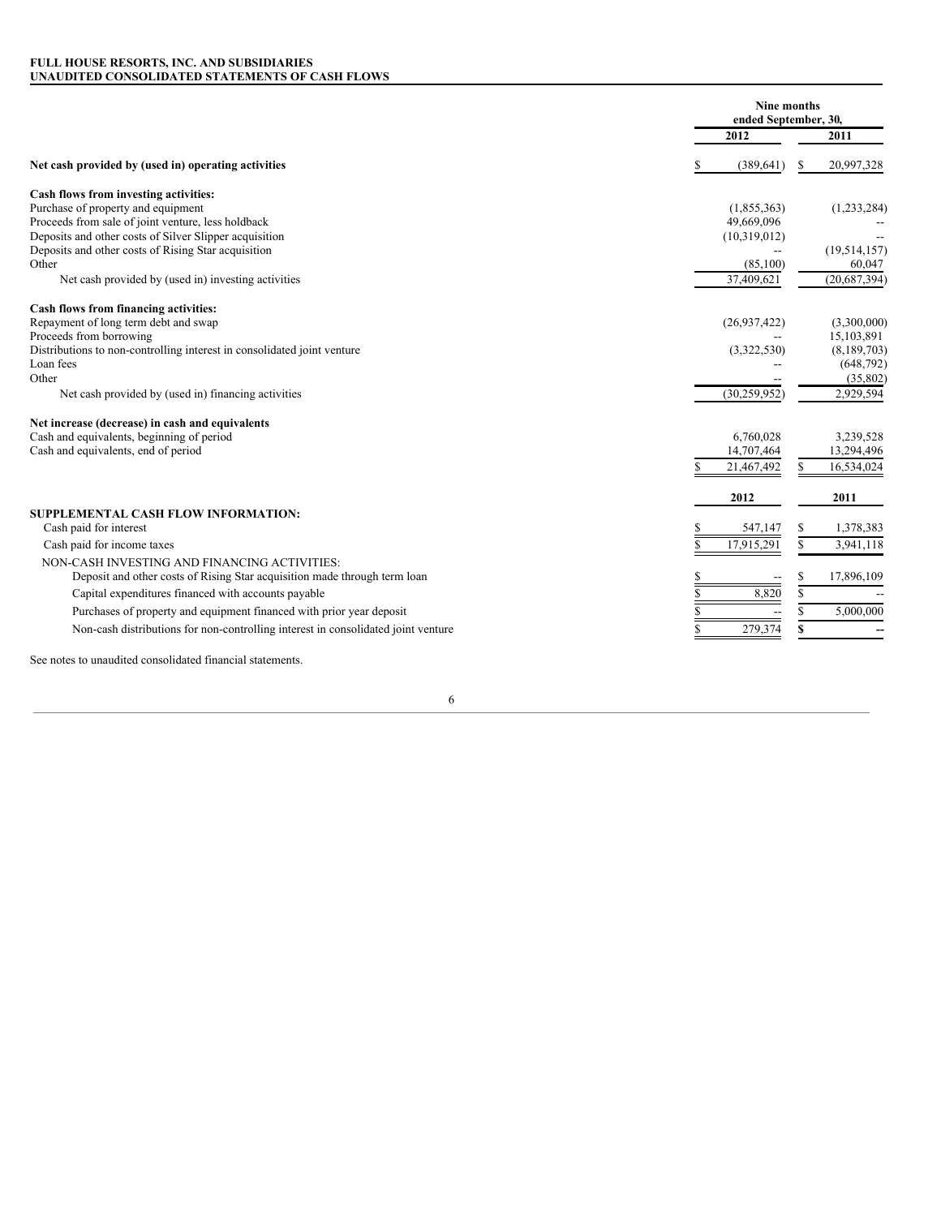**FULL HOUSE RESORTS, INC. AND SUBSIDIARIES**
**UNAUDITED CONSOLIDATED STATEMENTS OF CASH FLOWS**

| | Nine months ended September, 30, | |
|---|---|---|
| | 2012 | 2011 |
| **Net cash provided by (used in) operating activities** | $ (389,641) | $ 20,997,328 |
| **Cash flows from investing activities:** | | |
| Purchase of property and equipment | (1,855,363) | (1,233,284) |
| Proceeds from sale of joint venture, less holdback | 49,669,096 | -- |
| Deposits and other costs of Silver Slipper acquisition | (10,319,012) | -- |
| Deposits and other costs of Rising Star acquisition | -- | (19,514,157) |
| Other | (85,100) | 60,047 |
| Net cash provided by (used in) investing activities | 37,409,621 | (20,687,394) |
| **Cash flows from financing activities:** | | |
| Repayment of long term debt and swap | (26,937,422) | (3,300,000) |
| Proceeds from borrowing | -- | 15,103,891 |
| Distributions to non-controlling interest in consolidated joint venture | (3,322,530) | (8,189,703) |
| Loan fees | -- | (648,792) |
| Other | -- | (35,802) |
| Net cash provided by (used in) financing activities | (30,259,952) | 2,929,594 |
| **Net increase (decrease) in cash and equivalents** | | |
| Cash and equivalents, beginning of period | 6,760,028 | 3,239,528 |
| Cash and equivalents, end of period | 14,707,464 | 13,294,496 |
| | $ 21,467,492 | $ 16,534,024 |

| | 2012 | 2011 |
|---|---|---|
| **SUPPLEMENTAL CASH FLOW INFORMATION:** | | |
| Cash paid for interest | $ 547,147 | $ 1,378,383 |
| Cash paid for income taxes | $ 17,915,291 | $ 3,941,118 |
| NON-CASH INVESTING AND FINANCING ACTIVITIES: | | |
| Deposit and other costs of Rising Star acquisition made through term loan | $ -- | $ 17,896,109 |
| Capital expenditures financed with accounts payable | $ 8,820 | $ -- |
| Purchases of property and equipment financed with prior year deposit | $ -- | $ 5,000,000 |
| Non-cash distributions for non-controlling interest in consolidated joint venture | $ 279,374 | $ -- |

See notes to unaudited consolidated financial statements.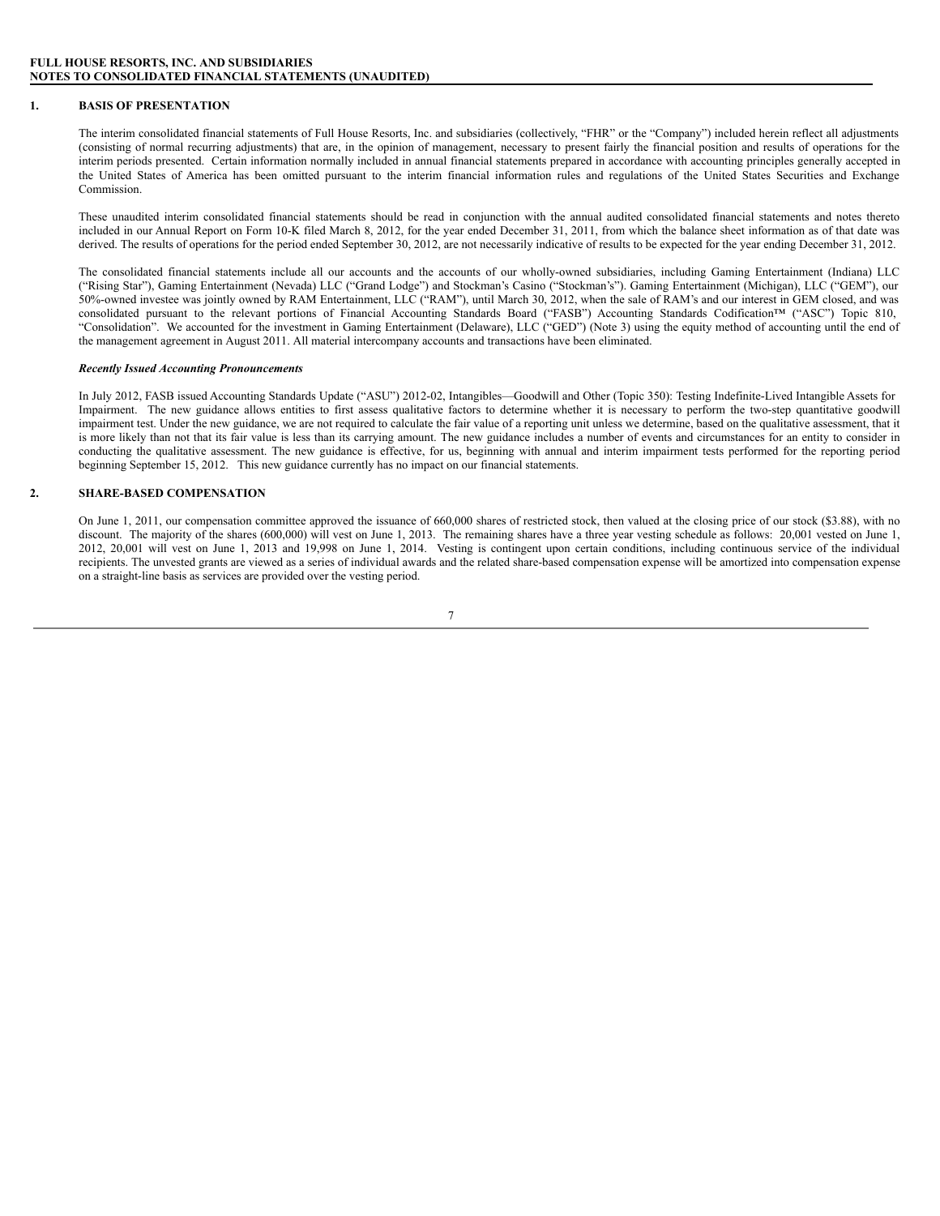FULL HOUSE RESORTS, INC. AND SUBSIDIARIES
NOTES TO CONSOLIDATED FINANCIAL STATEMENTS (UNAUDITED)

## 1. BASIS OF PRESENTATION

The interim consolidated financial statements of Full House Resorts, Inc. and subsidiaries (collectively, "FHR" or the "Company") included herein reflect all adjustments (consisting of normal recurring adjustments) that are, in the opinion of management, necessary to present fairly the financial position and results of operations for the interim periods presented. Certain information normally included in annual financial statements prepared in accordance with accounting principles generally accepted in the United States of America has been omitted pursuant to the interim financial information rules and regulations of the United States Securities and Exchange Commission.

These unaudited interim consolidated financial statements should be read in conjunction with the annual audited consolidated financial statements and notes thereto included in our Annual Report on Form 10-K filed March 8, 2012, for the year ended December 31, 2011, from which the balance sheet information as of that date was derived. The results of operations for the period ended September 30, 2012, are not necessarily indicative of results to be expected for the year ending December 31, 2012.

The consolidated financial statements include all our accounts and the accounts of our wholly-owned subsidiaries, including Gaming Entertainment (Indiana) LLC ("Rising Star"), Gaming Entertainment (Nevada) LLC ("Grand Lodge") and Stockman's Casino ("Stockman's"). Gaming Entertainment (Michigan), LLC ("GEM"), our 50%-owned investee was jointly owned by RAM Entertainment, LLC ("RAM"), until March 30, 2012, when the sale of RAM's and our interest in GEM closed, and was consolidated pursuant to the relevant portions of Financial Accounting Standards Board ("FASB") Accounting Standards Codification™ ("ASC") Topic 810, "Consolidation". We accounted for the investment in Gaming Entertainment (Delaware), LLC ("GED") (Note 3) using the equity method of accounting until the end of the management agreement in August 2011. All material intercompany accounts and transactions have been eliminated.

***Recently Issued Accounting Pronouncements***

In July 2012, FASB issued Accounting Standards Update ("ASU") 2012-02, Intangibles—Goodwill and Other (Topic 350): Testing Indefinite-Lived Intangible Assets for Impairment. The new guidance allows entities to first assess qualitative factors to determine whether it is necessary to perform the two-step quantitative goodwill impairment test. Under the new guidance, we are not required to calculate the fair value of a reporting unit unless we determine, based on the qualitative assessment, that it is more likely than not that its fair value is less than its carrying amount. The new guidance includes a number of events and circumstances for an entity to consider in conducting the qualitative assessment. The new guidance is effective, for us, beginning with annual and interim impairment tests performed for the reporting period beginning September 15, 2012. This new guidance currently has no impact on our financial statements.

## 2. SHARE-BASED COMPENSATION

On June 1, 2011, our compensation committee approved the issuance of 660,000 shares of restricted stock, then valued at the closing price of our stock ($3.88), with no discount. The majority of the shares (600,000) will vest on June 1, 2013. The remaining shares have a three year vesting schedule as follows: 20,001 vested on June 1, 2012, 20,001 will vest on June 1, 2013 and 19,998 on June 1, 2014. Vesting is contingent upon certain conditions, including continuous service of the individual recipients. The unvested grants are viewed as a series of individual awards and the related share-based compensation expense will be amortized into compensation expense on a straight-line basis as services are provided over the vesting period.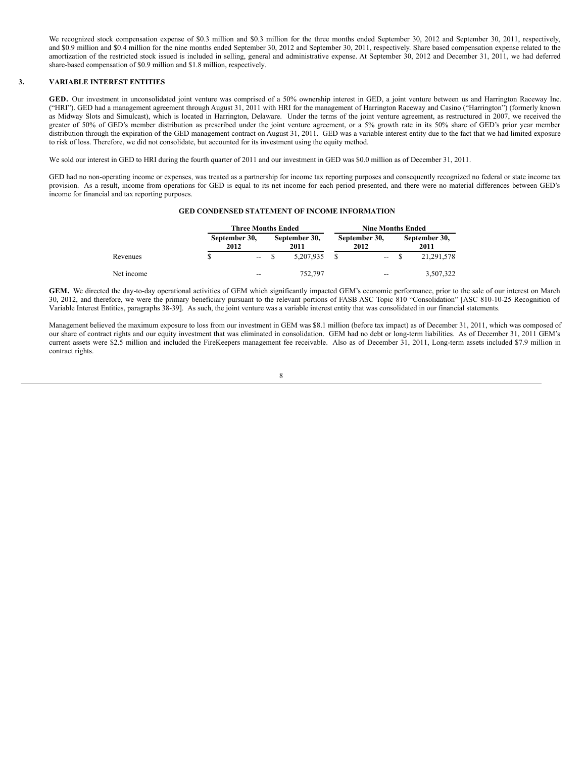We recognized stock compensation expense of $0.3 million and $0.3 million for the three months ended September 30, 2012 and September 30, 2011, respectively, and $0.9 million and $0.4 million for the nine months ended September 30, 2012 and September 30, 2011, respectively. Share based compensation expense related to the amortization of the restricted stock issued is included in selling, general and administrative expense. At September 30, 2012 and December 31, 2011, we had deferred share-based compensation of $0.9 million and $1.8 million, respectively.

## 3. VARIABLE INTEREST ENTITIES

**GED.** Our investment in unconsolidated joint venture was comprised of a 50% ownership interest in GED, a joint venture between us and Harrington Raceway Inc. ("HRI"). GED had a management agreement through August 31, 2011 with HRI for the management of Harrington Raceway and Casino ("Harrington") (formerly known as Midway Slots and Simulcast), which is located in Harrington, Delaware. Under the terms of the joint venture agreement, as restructured in 2007, we received the greater of 50% of GED's member distribution as prescribed under the joint venture agreement, or a 5% growth rate in its 50% share of GED's prior year member distribution through the expiration of the GED management contract on August 31, 2011. GED was a variable interest entity due to the fact that we had limited exposure to risk of loss. Therefore, we did not consolidate, but accounted for its investment using the equity method.

We sold our interest in GED to HRI during the fourth quarter of 2011 and our investment in GED was $0.0 million as of December 31, 2011.

GED had no non-operating income or expenses, was treated as a partnership for income tax reporting purposes and consequently recognized no federal or state income tax provision. As a result, income from operations for GED is equal to its net income for each period presented, and there were no material differences between GED's income for financial and tax reporting purposes.

**GED CONDENSED STATEMENT OF INCOME INFORMATION**

| | Three Months Ended | | Nine Months Ended | |
|---|---|---|---|---|
| | September 30, 2012 | September 30, 2011 | September 30, 2012 | September 30, 2011 |
| Revenues | $ -- | $ 5,207,935 | $ -- | $ 21,291,578 |
| Net income | -- | 752,797 | -- | 3,507,322 |

**GEM.** We directed the day-to-day operational activities of GEM which significantly impacted GEM's economic performance, prior to the sale of our interest on March 30, 2012, and therefore, we were the primary beneficiary pursuant to the relevant portions of FASB ASC Topic 810 "Consolidation" [ASC 810-10-25 Recognition of Variable Interest Entities, paragraphs 38-39]. As such, the joint venture was a variable interest entity that was consolidated in our financial statements.

Management believed the maximum exposure to loss from our investment in GEM was $8.1 million (before tax impact) as of December 31, 2011, which was composed of our share of contract rights and our equity investment that was eliminated in consolidation. GEM had no debt or long-term liabilities. As of December 31, 2011 GEM's current assets were $2.5 million and included the FireKeepers management fee receivable. Also as of December 31, 2011, Long-term assets included $7.9 million in contract rights.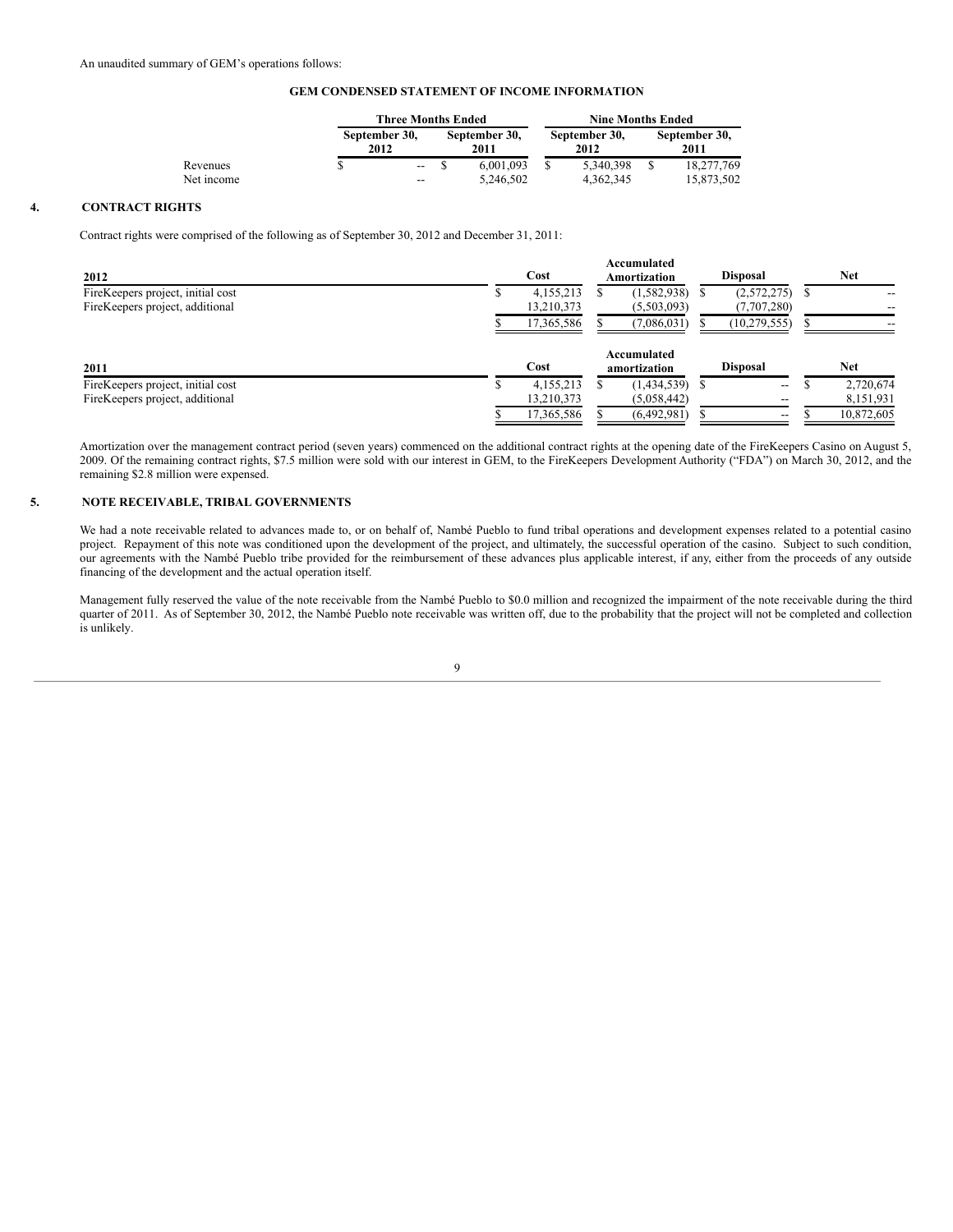An unaudited summary of GEM's operations follows:

**GEM CONDENSED STATEMENT OF INCOME INFORMATION**

| | Three Months Ended | | Nine Months Ended | |
|---|---|---|---|---|
| | September 30, 2012 | September 30, 2011 | September 30, 2012 | September 30, 2011 |
| Revenues | $ -- | $ 6,001,093 | $ 5,340,398 | $ 18,277,769 |
| Net income | -- | 5,246,502 | 4,362,345 | 15,873,502 |

## 4. CONTRACT RIGHTS

Contract rights were comprised of the following as of September 30, 2012 and December 31, 2011:

| 2012 | Cost | Accumulated Amortization | Disposal | Net |
|---|---|---|---|---|
| FireKeepers project, initial cost | $ 4,155,213 | $ (1,582,938) | $ (2,572,275) | $ -- |
| FireKeepers project, additional | 13,210,373 | (5,503,093) | (7,707,280) | -- |
| | $ 17,365,586 | $ (7,086,031) | $ (10,279,555) | $ -- |

| 2011 | Cost | Accumulated amortization | Disposal | Net |
|---|---|---|---|---|
| FireKeepers project, initial cost | $ 4,155,213 | $ (1,434,539) | $ -- | $ 2,720,674 |
| FireKeepers project, additional | 13,210,373 | (5,058,442) | -- | 8,151,931 |
| | $ 17,365,586 | $ (6,492,981) | $ -- | $ 10,872,605 |

Amortization over the management contract period (seven years) commenced on the additional contract rights at the opening date of the FireKeepers Casino on August 5, 2009. Of the remaining contract rights, $7.5 million were sold with our interest in GEM, to the FireKeepers Development Authority ("FDA") on March 30, 2012, and the remaining $2.8 million were expensed.

## 5. NOTE RECEIVABLE, TRIBAL GOVERNMENTS

We had a note receivable related to advances made to, or on behalf of, Nambé Pueblo to fund tribal operations and development expenses related to a potential casino project. Repayment of this note was conditioned upon the development of the project, and ultimately, the successful operation of the casino. Subject to such condition, our agreements with the Nambé Pueblo tribe provided for the reimbursement of these advances plus applicable interest, if any, either from the proceeds of any outside financing of the development and the actual operation itself.

Management fully reserved the value of the note receivable from the Nambé Pueblo to $0.0 million and recognized the impairment of the note receivable during the third quarter of 2011. As of September 30, 2012, the Nambé Pueblo note receivable was written off, due to the probability that the project will not be completed and collection is unlikely.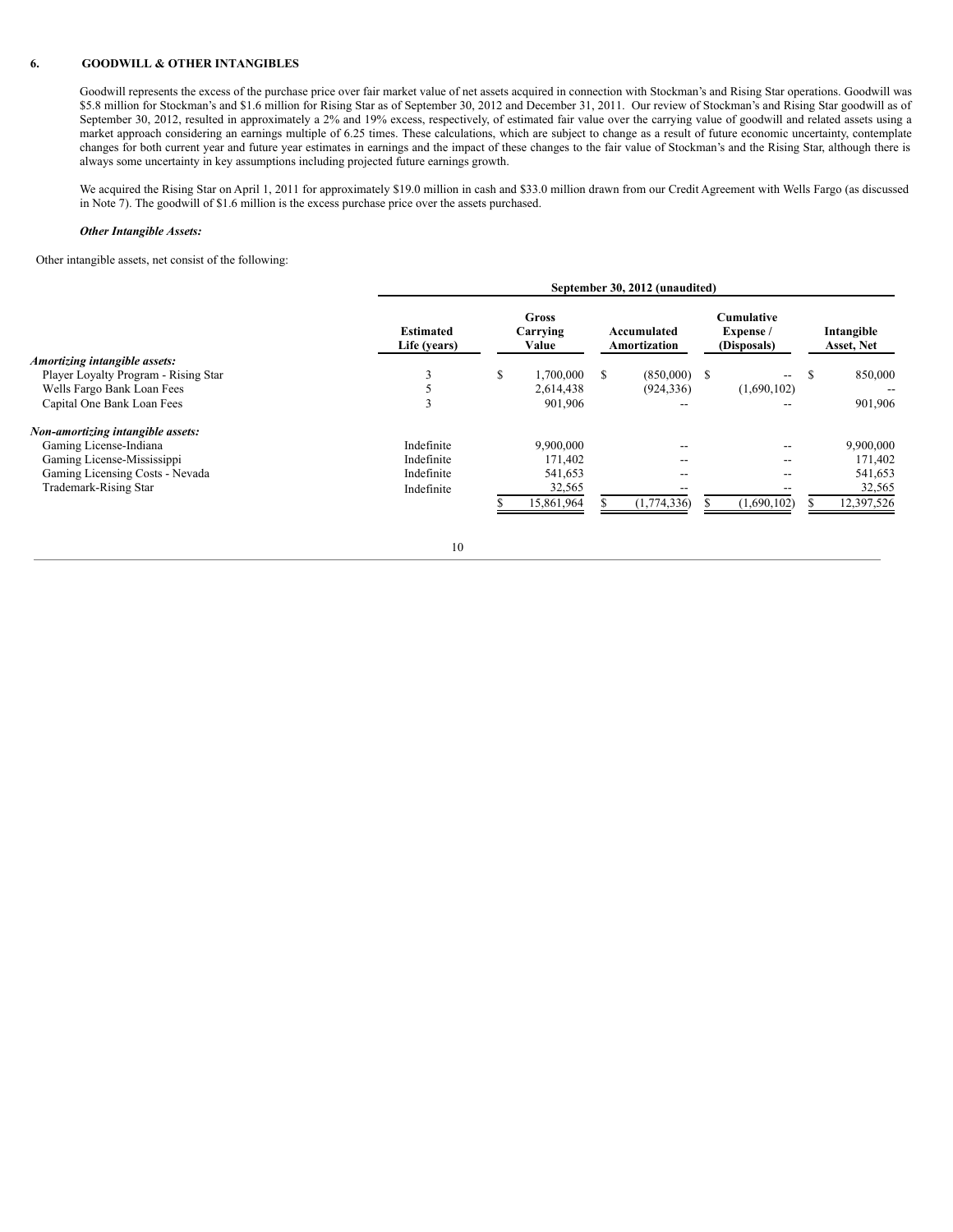## 6. GOODWILL & OTHER INTANGIBLES

Goodwill represents the excess of the purchase price over fair market value of net assets acquired in connection with Stockman's and Rising Star operations. Goodwill was $5.8 million for Stockman's and $1.6 million for Rising Star as of September 30, 2012 and December 31, 2011. Our review of Stockman's and Rising Star goodwill as of September 30, 2012, resulted in approximately a 2% and 19% excess, respectively, of estimated fair value over the carrying value of goodwill and related assets using a market approach considering an earnings multiple of 6.25 times. These calculations, which are subject to change as a result of future economic uncertainty, contemplate changes for both current year and future year estimates in earnings and the impact of these changes to the fair value of Stockman's and the Rising Star, although there is always some uncertainty in key assumptions including projected future earnings growth.

We acquired the Rising Star on April 1, 2011 for approximately $19.0 million in cash and $33.0 million drawn from our Credit Agreement with Wells Fargo (as discussed in Note 7). The goodwill of $1.6 million is the excess purchase price over the assets purchased.

### *Other Intangible Assets:*

Other intangible assets, net consist of the following:

| | September 30, 2012 (unaudited) | | | | |
|---|---|---|---|---|---|
| | Estimated Life (years) | Gross Carrying Value | Accumulated Amortization | Cumulative Expense / (Disposals) | Intangible Asset, Net |
| ***Amortizing intangible assets:*** | | | | | |
| Player Loyalty Program - Rising Star | 3 | $ 1,700,000 | $ (850,000) | $ -- | $ 850,000 |
| Wells Fargo Bank Loan Fees | 5 | 2,614,438 | (924,336) | (1,690,102) | -- |
| Capital One Bank Loan Fees | 3 | 901,906 | -- | -- | 901,906 |
| ***Non-amortizing intangible assets:*** | | | | | |
| Gaming License-Indiana | Indefinite | 9,900,000 | -- | -- | 9,900,000 |
| Gaming License-Mississippi | Indefinite | 171,402 | -- | -- | 171,402 |
| Gaming Licensing Costs - Nevada | Indefinite | 541,653 | -- | -- | 541,653 |
| Trademark-Rising Star | Indefinite | 32,565 | -- | -- | 32,565 |
| | | $ 15,861,964 | $ (1,774,336) | $ (1,690,102) | $ 12,397,526 |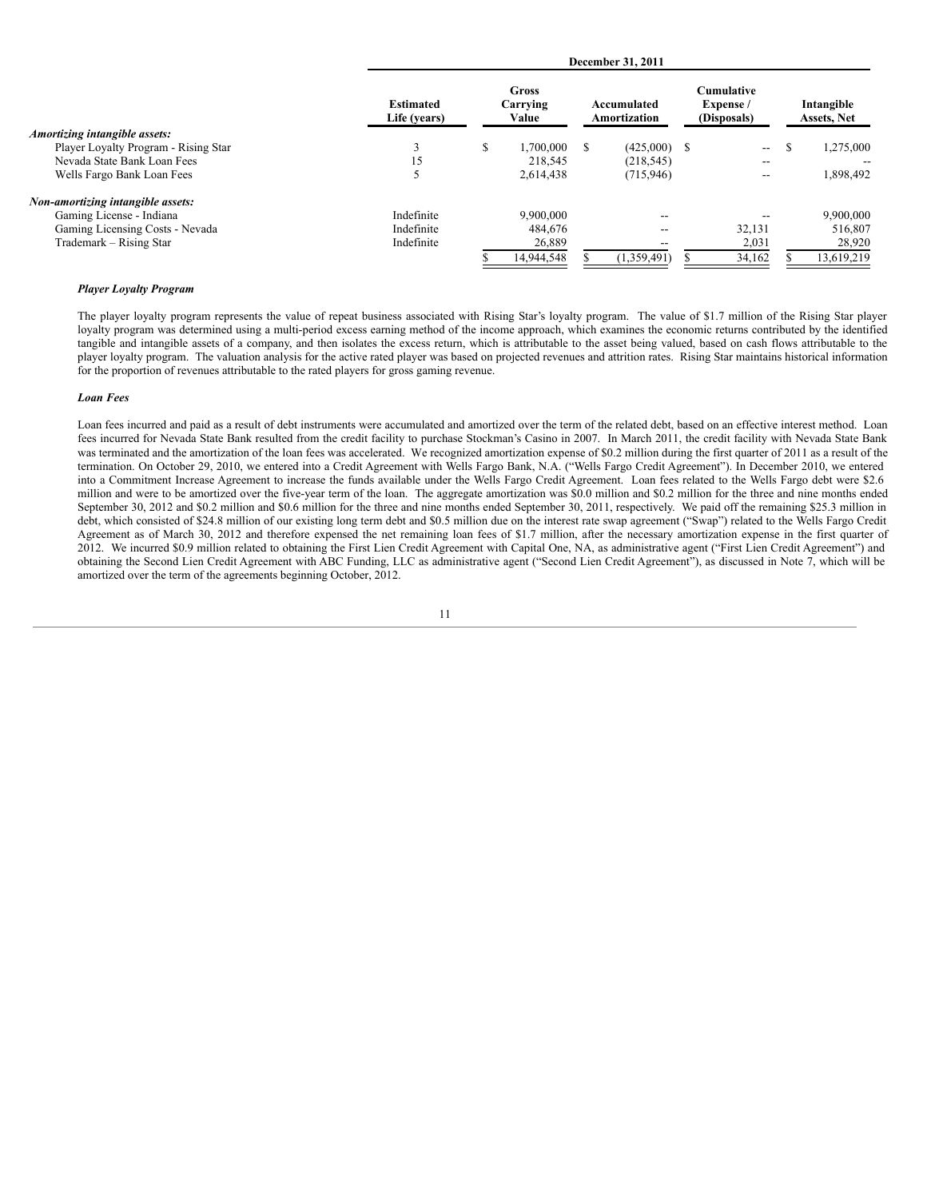| | December 31, 2011 | | | | |
|---|---|---|---|---|---|
| | Estimated Life (years) | Gross Carrying Value | Accumulated Amortization | Cumulative Expense / (Disposals) | Intangible Assets, Net |
| *Amortizing intangible assets:* | | | | | |
| Player Loyalty Program - Rising Star | 3 | $ 1,700,000 | $ (425,000) | $ -- | $ 1,275,000 |
| Nevada State Bank Loan Fees | 15 | 218,545 | (218,545) | -- | -- |
| Wells Fargo Bank Loan Fees | 5 | 2,614,438 | (715,946) | -- | 1,898,492 |
| *Non-amortizing intangible assets:* | | | | | |
| Gaming License - Indiana | Indefinite | 9,900,000 | -- | -- | 9,900,000 |
| Gaming Licensing Costs - Nevada | Indefinite | 484,676 | -- | 32,131 | 516,807 |
| Trademark – Rising Star | Indefinite | 26,889 | -- | 2,031 | 28,920 |
| | | $ 14,944,548 | $ (1,359,491) | $ 34,162 | $ 13,619,219 |

***Player Loyalty Program***

The player loyalty program represents the value of repeat business associated with Rising Star's loyalty program. The value of $1.7 million of the Rising Star player loyalty program was determined using a multi-period excess earning method of the income approach, which examines the economic returns contributed by the identified tangible and intangible assets of a company, and then isolates the excess return, which is attributable to the asset being valued, based on cash flows attributable to the player loyalty program. The valuation analysis for the active rated player was based on projected revenues and attrition rates. Rising Star maintains historical information for the proportion of revenues attributable to the rated players for gross gaming revenue.

***Loan Fees***

Loan fees incurred and paid as a result of debt instruments were accumulated and amortized over the term of the related debt, based on an effective interest method. Loan fees incurred for Nevada State Bank resulted from the credit facility to purchase Stockman's Casino in 2007. In March 2011, the credit facility with Nevada State Bank was terminated and the amortization of the loan fees was accelerated. We recognized amortization expense of $0.2 million during the first quarter of 2011 as a result of the termination. On October 29, 2010, we entered into a Credit Agreement with Wells Fargo Bank, N.A. ("Wells Fargo Credit Agreement"). In December 2010, we entered into a Commitment Increase Agreement to increase the funds available under the Wells Fargo Credit Agreement. Loan fees related to the Wells Fargo debt were $2.6 million and were to be amortized over the five-year term of the loan. The aggregate amortization was $0.0 million and $0.2 million for the three and nine months ended September 30, 2012 and $0.2 million and $0.6 million for the three and nine months ended September 30, 2011, respectively. We paid off the remaining $25.3 million in debt, which consisted of $24.8 million of our existing long term debt and $0.5 million due on the interest rate swap agreement ("Swap") related to the Wells Fargo Credit Agreement as of March 30, 2012 and therefore expensed the net remaining loan fees of $1.7 million, after the necessary amortization expense in the first quarter of 2012. We incurred $0.9 million related to obtaining the First Lien Credit Agreement with Capital One, NA, as administrative agent ("First Lien Credit Agreement") and obtaining the Second Lien Credit Agreement with ABC Funding, LLC as administrative agent ("Second Lien Credit Agreement"), as discussed in Note 7, which will be amortized over the term of the agreements beginning October, 2012.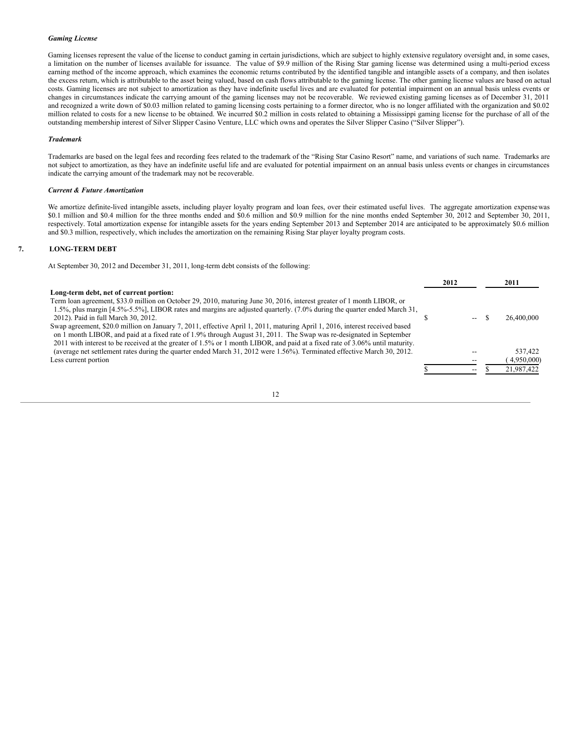***Gaming License***

Gaming licenses represent the value of the license to conduct gaming in certain jurisdictions, which are subject to highly extensive regulatory oversight and, in some cases, a limitation on the number of licenses available for issuance. The value of $9.9 million of the Rising Star gaming license was determined using a multi-period excess earning method of the income approach, which examines the economic returns contributed by the identified tangible and intangible assets of a company, and then isolates the excess return, which is attributable to the asset being valued, based on cash flows attributable to the gaming license. The other gaming license values are based on actual costs. Gaming licenses are not subject to amortization as they have indefinite useful lives and are evaluated for potential impairment on an annual basis unless events or changes in circumstances indicate the carrying amount of the gaming licenses may not be recoverable. We reviewed existing gaming licenses as of December 31, 2011 and recognized a write down of $0.03 million related to gaming licensing costs pertaining to a former director, who is no longer affiliated with the organization and $0.02 million related to costs for a new license to be obtained. We incurred $0.2 million in costs related to obtaining a Mississippi gaming license for the purchase of all of the outstanding membership interest of Silver Slipper Casino Venture, LLC which owns and operates the Silver Slipper Casino ("Silver Slipper").

***Trademark***

Trademarks are based on the legal fees and recording fees related to the trademark of the "Rising Star Casino Resort" name, and variations of such name. Trademarks are not subject to amortization, as they have an indefinite useful life and are evaluated for potential impairment on an annual basis unless events or changes in circumstances indicate the carrying amount of the trademark may not be recoverable.

***Current & Future Amortization***

We amortize definite-lived intangible assets, including player loyalty program and loan fees, over their estimated useful lives. The aggregate amortization expense was $0.1 million and $0.4 million for the three months ended and $0.6 million and $0.9 million for the nine months ended September 30, 2012 and September 30, 2011, respectively. Total amortization expense for intangible assets for the years ending September 2013 and September 2014 are anticipated to be approximately $0.6 million and $0.3 million, respectively, which includes the amortization on the remaining Rising Star player loyalty program costs.

## 7. LONG-TERM DEBT

At September 30, 2012 and December 31, 2011, long-term debt consists of the following:

| | 2012 | 2011 |
|---|---|---|
| **Long-term debt, net of current portion:** | | |
| Term loan agreement, $33.0 million on October 29, 2010, maturing June 30, 2016, interest greater of 1 month LIBOR, or 1.5%, plus margin [4.5%-5.5%], LIBOR rates and margins are adjusted quarterly. (7.0% during the quarter ended March 31, 2012). Paid in full March 30, 2012. | $ -- | $ 26,400,000 |
| Swap agreement, $20.0 million on January 7, 2011, effective April 1, 2011, maturing April 1, 2016, interest received based on 1 month LIBOR, and paid at a fixed rate of 1.9% through August 31, 2011. The Swap was re-designated in September 2011 with interest to be received at the greater of 1.5% or 1 month LIBOR, and paid at a fixed rate of 3.06% until maturity. (average net settlement rates during the quarter ended March 31, 2012 were 1.56%). Terminated effective March 30, 2012. | -- | 537,422 |
| Less current portion | -- | (4,950,000) |
| | $ -- | $ 21,987,422 |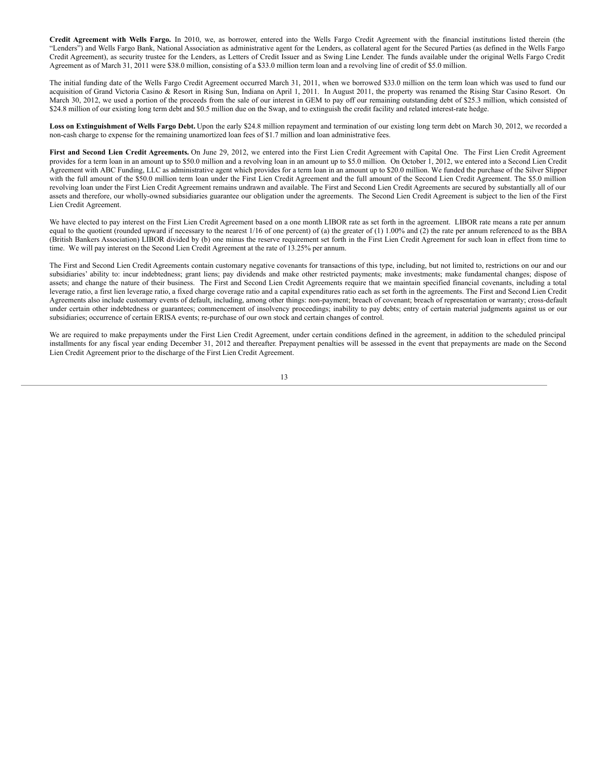**Credit Agreement with Wells Fargo.** In 2010, we, as borrower, entered into the Wells Fargo Credit Agreement with the financial institutions listed therein (the "Lenders") and Wells Fargo Bank, National Association as administrative agent for the Lenders, as collateral agent for the Secured Parties (as defined in the Wells Fargo Credit Agreement), as security trustee for the Lenders, as Letters of Credit Issuer and as Swing Line Lender. The funds available under the original Wells Fargo Credit Agreement as of March 31, 2011 were $38.0 million, consisting of a $33.0 million term loan and a revolving line of credit of $5.0 million.

The initial funding date of the Wells Fargo Credit Agreement occurred March 31, 2011, when we borrowed $33.0 million on the term loan which was used to fund our acquisition of Grand Victoria Casino & Resort in Rising Sun, Indiana on April 1, 2011. In August 2011, the property was renamed the Rising Star Casino Resort. On March 30, 2012, we used a portion of the proceeds from the sale of our interest in GEM to pay off our remaining outstanding debt of $25.3 million, which consisted of $24.8 million of our existing long term debt and $0.5 million due on the Swap, and to extinguish the credit facility and related interest-rate hedge.

**Loss on Extinguishment of Wells Fargo Debt.** Upon the early $24.8 million repayment and termination of our existing long term debt on March 30, 2012, we recorded a non-cash charge to expense for the remaining unamortized loan fees of $1.7 million and loan administrative fees.

**First and Second Lien Credit Agreements.** On June 29, 2012, we entered into the First Lien Credit Agreement with Capital One. The First Lien Credit Agreement provides for a term loan in an amount up to $50.0 million and a revolving loan in an amount up to $5.0 million. On October 1, 2012, we entered into a Second Lien Credit Agreement with ABC Funding, LLC as administrative agent which provides for a term loan in an amount up to $20.0 million. We funded the purchase of the Silver Slipper with the full amount of the $50.0 million term loan under the First Lien Credit Agreement and the full amount of the Second Lien Credit Agreement. The $5.0 million revolving loan under the First Lien Credit Agreement remains undrawn and available. The First and Second Lien Credit Agreements are secured by substantially all of our assets and therefore, our wholly-owned subsidiaries guarantee our obligation under the agreements. The Second Lien Credit Agreement is subject to the lien of the First Lien Credit Agreement.

We have elected to pay interest on the First Lien Credit Agreement based on a one month LIBOR rate as set forth in the agreement. LIBOR rate means a rate per annum equal to the quotient (rounded upward if necessary to the nearest 1/16 of one percent) of (a) the greater of (1) 1.00% and (2) the rate per annum referenced to as the BBA (British Bankers Association) LIBOR divided by (b) one minus the reserve requirement set forth in the First Lien Credit Agreement for such loan in effect from time to time. We will pay interest on the Second Lien Credit Agreement at the rate of 13.25% per annum.

The First and Second Lien Credit Agreements contain customary negative covenants for transactions of this type, including, but not limited to, restrictions on our and our subsidiaries' ability to: incur indebtedness; grant liens; pay dividends and make other restricted payments; make investments; make fundamental changes; dispose of assets; and change the nature of their business. The First and Second Lien Credit Agreements require that we maintain specified financial covenants, including a total leverage ratio, a first lien leverage ratio, a fixed charge coverage ratio and a capital expenditures ratio each as set forth in the agreements. The First and Second Lien Credit Agreements also include customary events of default, including, among other things: non-payment; breach of covenant; breach of representation or warranty; cross-default under certain other indebtedness or guarantees; commencement of insolvency proceedings; inability to pay debts; entry of certain material judgments against us or our subsidiaries; occurrence of certain ERISA events; re-purchase of our own stock and certain changes of control.

We are required to make prepayments under the First Lien Credit Agreement, under certain conditions defined in the agreement, in addition to the scheduled principal installments for any fiscal year ending December 31, 2012 and thereafter. Prepayment penalties will be assessed in the event that prepayments are made on the Second Lien Credit Agreement prior to the discharge of the First Lien Credit Agreement.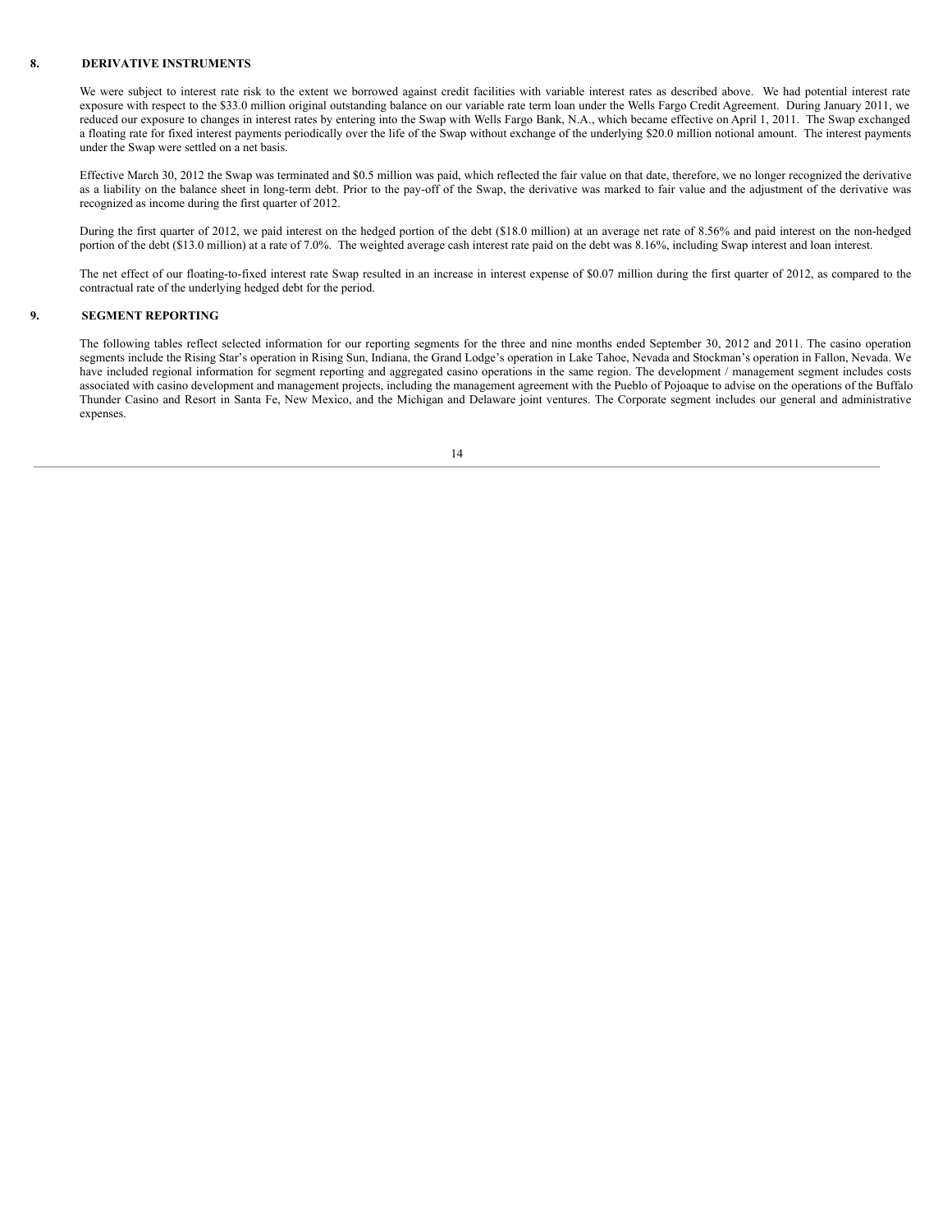## 8. DERIVATIVE INSTRUMENTS

We were subject to interest rate risk to the extent we borrowed against credit facilities with variable interest rates as described above. We had potential interest rate exposure with respect to the $33.0 million original outstanding balance on our variable rate term loan under the Wells Fargo Credit Agreement. During January 2011, we reduced our exposure to changes in interest rates by entering into the Swap with Wells Fargo Bank, N.A., which became effective on April 1, 2011. The Swap exchanged a floating rate for fixed interest payments periodically over the life of the Swap without exchange of the underlying $20.0 million notional amount. The interest payments under the Swap were settled on a net basis.

Effective March 30, 2012 the Swap was terminated and $0.5 million was paid, which reflected the fair value on that date, therefore, we no longer recognized the derivative as a liability on the balance sheet in long-term debt. Prior to the pay-off of the Swap, the derivative was marked to fair value and the adjustment of the derivative was recognized as income during the first quarter of 2012.

During the first quarter of 2012, we paid interest on the hedged portion of the debt ($18.0 million) at an average net rate of 8.56% and paid interest on the non-hedged portion of the debt ($13.0 million) at a rate of 7.0%. The weighted average cash interest rate paid on the debt was 8.16%, including Swap interest and loan interest.

The net effect of our floating-to-fixed interest rate Swap resulted in an increase in interest expense of $0.07 million during the first quarter of 2012, as compared to the contractual rate of the underlying hedged debt for the period.

## 9. SEGMENT REPORTING

The following tables reflect selected information for our reporting segments for the three and nine months ended September 30, 2012 and 2011. The casino operation segments include the Rising Star's operation in Rising Sun, Indiana, the Grand Lodge's operation in Lake Tahoe, Nevada and Stockman's operation in Fallon, Nevada. We have included regional information for segment reporting and aggregated casino operations in the same region. The development / management segment includes costs associated with casino development and management projects, including the management agreement with the Pueblo of Pojoaque to advise on the operations of the Buffalo Thunder Casino and Resort in Santa Fe, New Mexico, and the Michigan and Delaware joint ventures. The Corporate segment includes our general and administrative expenses.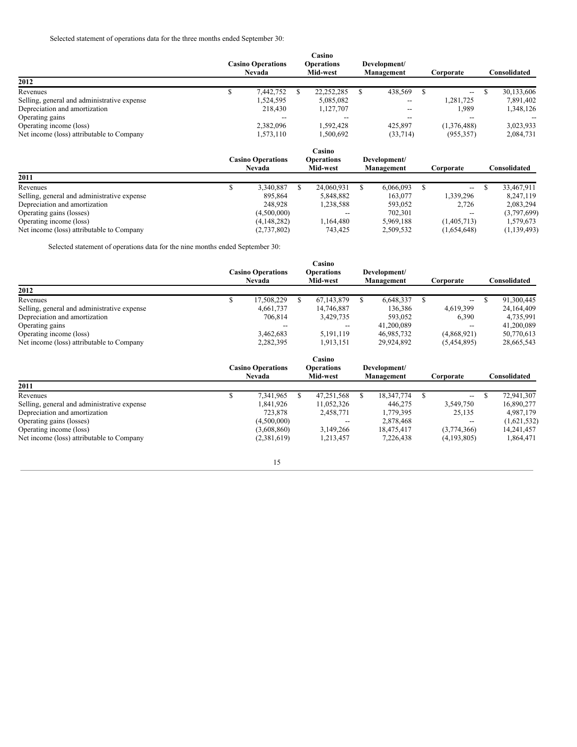Selected statement of operations data for the three months ended September 30:

| 2012 | Casino Operations Nevada | Casino Operations Mid-west | Development/ Management | Corporate | Consolidated |
|---|---|---|---|---|---|
| Revenues | $ 7,442,752 | $ 22,252,285 | $ 438,569 | $ -- | $ 30,133,606 |
| Selling, general and administrative expense | 1,524,595 | 5,085,082 | -- | 1,281,725 | 7,891,402 |
| Depreciation and amortization | 218,430 | 1,127,707 | -- | 1,989 | 1,348,126 |
| Operating gains | -- | -- | -- | -- | -- |
| Operating income (loss) | 2,382,096 | 1,592,428 | 425,897 | (1,376,488) | 3,023,933 |
| Net income (loss) attributable to Company | 1,573,110 | 1,500,692 | (33,714) | (955,357) | 2,084,731 |

| 2011 | Casino Operations Nevada | Casino Operations Mid-west | Development/ Management | Corporate | Consolidated |
|---|---|---|---|---|---|
| Revenues | $ 3,340,887 | $ 24,060,931 | $ 6,066,093 | $ -- | $ 33,467,911 |
| Selling, general and administrative expense | 895,864 | 5,848,882 | 163,077 | 1,339,296 | 8,247,119 |
| Depreciation and amortization | 248,928 | 1,238,588 | 593,052 | 2,726 | 2,083,294 |
| Operating gains (losses) | (4,500,000) | -- | 702,301 | -- | (3,797,699) |
| Operating income (loss) | (4,148,282) | 1,164,480 | 5,969,188 | (1,405,713) | 1,579,673 |
| Net income (loss) attributable to Company | (2,737,802) | 743,425 | 2,509,532 | (1,654,648) | (1,139,493) |

Selected statement of operations data for the nine months ended September 30:

| 2012 | Casino Operations Nevada | Casino Operations Mid-west | Development/ Management | Corporate | Consolidated |
|---|---|---|---|---|---|
| Revenues | $ 17,508,229 | $ 67,143,879 | $ 6,648,337 | $ -- | $ 91,300,445 |
| Selling, general and administrative expense | 4,661,737 | 14,746,887 | 136,386 | 4,619,399 | 24,164,409 |
| Depreciation and amortization | 706,814 | 3,429,735 | 593,052 | 6,390 | 4,735,991 |
| Operating gains | -- | -- | 41,200,089 | -- | 41,200,089 |
| Operating income (loss) | 3,462,683 | 5,191,119 | 46,985,732 | (4,868,921) | 50,770,613 |
| Net income (loss) attributable to Company | 2,282,395 | 1,913,151 | 29,924,892 | (5,454,895) | 28,665,543 |

| 2011 | Casino Operations Nevada | Casino Operations Mid-west | Development/ Management | Corporate | Consolidated |
|---|---|---|---|---|---|
| Revenues | $ 7,341,965 | $ 47,251,568 | $ 18,347,774 | $ -- | $ 72,941,307 |
| Selling, general and administrative expense | 1,841,926 | 11,052,326 | 446,275 | 3,549,750 | 16,890,277 |
| Depreciation and amortization | 723,878 | 2,458,771 | 1,779,395 | 25,135 | 4,987,179 |
| Operating gains (losses) | (4,500,000) | -- | 2,878,468 | -- | (1,621,532) |
| Operating income (loss) | (3,608,860) | 3,149,266 | 18,475,417 | (3,774,366) | 14,241,457 |
| Net income (loss) attributable to Company | (2,381,619) | 1,213,457 | 7,226,438 | (4,193,805) | 1,864,471 |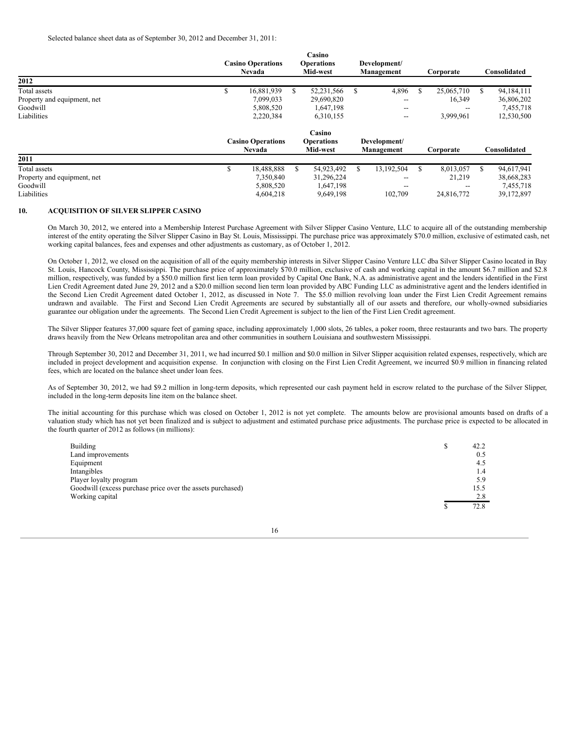Selected balance sheet data as of September 30, 2012 and December 31, 2011:

| 2012 | Casino Operations Nevada | Casino Operations Mid-west | Development/ Management | Corporate | Consolidated |
|---|---|---|---|---|---|
| Total assets | $ 16,881,939 | $ 52,231,566 | $ 4,896 | $ 25,065,710 | $ 94,184,111 |
| Property and equipment, net | 7,099,033 | 29,690,820 | -- | 16,349 | 36,806,202 |
| Goodwill | 5,808,520 | 1,647,198 | -- | -- | 7,455,718 |
| Liabilities | 2,220,384 | 6,310,155 | -- | 3,999,961 | 12,530,500 |

| 2011 | Casino Operations Nevada | Casino Operations Mid-west | Development/ Management | Corporate | Consolidated |
|---|---|---|---|---|---|
| Total assets | $ 18,488,888 | $ 54,923,492 | $ 13,192,504 | $ 8,013,057 | $ 94,617,941 |
| Property and equipment, net | 7,350,840 | 31,296,224 | -- | 21,219 | 38,668,283 |
| Goodwill | 5,808,520 | 1,647,198 | -- | -- | 7,455,718 |
| Liabilities | 4,604,218 | 9,649,198 | 102,709 | 24,816,772 | 39,172,897 |

## 10. ACQUISITION OF SILVER SLIPPER CASINO

On March 30, 2012, we entered into a Membership Interest Purchase Agreement with Silver Slipper Casino Venture, LLC to acquire all of the outstanding membership interest of the entity operating the Silver Slipper Casino in Bay St. Louis, Mississippi. The purchase price was approximately $70.0 million, exclusive of estimated cash, net working capital balances, fees and expenses and other adjustments as customary, as of October 1, 2012.

On October 1, 2012, we closed on the acquisition of all of the equity membership interests in Silver Slipper Casino Venture LLC dba Silver Slipper Casino located in Bay St. Louis, Hancock County, Mississippi. The purchase price of approximately $70.0 million, exclusive of cash and working capital in the amount $6.7 million and $2.8 million, respectively, was funded by a $50.0 million first lien term loan provided by Capital One Bank, N.A. as administrative agent and the lenders identified in the First Lien Credit Agreement dated June 29, 2012 and a $20.0 million second lien term loan provided by ABC Funding LLC as administrative agent and the lenders identified in the Second Lien Credit Agreement dated October 1, 2012, as discussed in Note 7. The $5.0 million revolving loan under the First Lien Credit Agreement remains undrawn and available. The First and Second Lien Credit Agreements are secured by substantially all of our assets and therefore, our wholly-owned subsidiaries guarantee our obligation under the agreements. The Second Lien Credit Agreement is subject to the lien of the First Lien Credit agreement.

The Silver Slipper features 37,000 square feet of gaming space, including approximately 1,000 slots, 26 tables, a poker room, three restaurants and two bars. The property draws heavily from the New Orleans metropolitan area and other communities in southern Louisiana and southwestern Mississippi.

Through September 30, 2012 and December 31, 2011, we had incurred $0.1 million and $0.0 million in Silver Slipper acquisition related expenses, respectively, which are included in project development and acquisition expense. In conjunction with closing on the First Lien Credit Agreement, we incurred $0.9 million in financing related fees, which are located on the balance sheet under loan fees.

As of September 30, 2012, we had $9.2 million in long-term deposits, which represented our cash payment held in escrow related to the purchase of the Silver Slipper, included in the long-term deposits line item on the balance sheet.

The initial accounting for this purchase which was closed on October 1, 2012 is not yet complete. The amounts below are provisional amounts based on drafts of a valuation study which has not yet been finalized and is subject to adjustment and estimated purchase price adjustments. The purchase price is expected to be allocated in the fourth quarter of 2012 as follows (in millions):

| | |
|---|---|
| Building | $ 42.2 |
| Land improvements | 0.5 |
| Equipment | 4.5 |
| Intangibles | 1.4 |
| Player loyalty program | 5.9 |
| Goodwill (excess purchase price over the assets purchased) | 15.5 |
| Working capital | 2.8 |
| | $ 72.8 |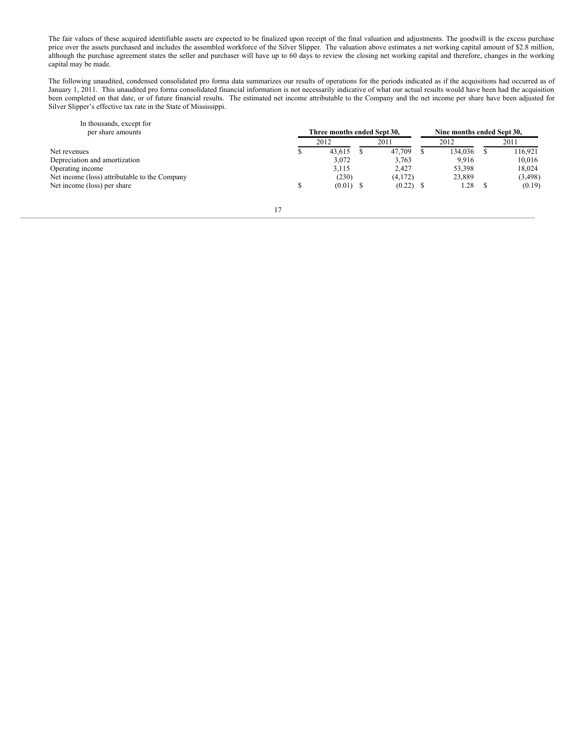The fair values of these acquired identifiable assets are expected to be finalized upon receipt of the final valuation and adjustments. The goodwill is the excess purchase price over the assets purchased and includes the assembled workforce of the Silver Slipper. The valuation above estimates a net working capital amount of $2.8 million, although the purchase agreement states the seller and purchaser will have up to 60 days to review the closing net working capital and therefore, changes in the working capital may be made.

The following unaudited, condensed consolidated pro forma data summarizes our results of operations for the periods indicated as if the acquisitions had occurred as of January 1, 2011. This unaudited pro forma consolidated financial information is not necessarily indicative of what our actual results would have been had the acquisition been completed on that date, or of future financial results. The estimated net income attributable to the Company and the net income per share have been adjusted for Silver Slipper's effective tax rate in the State of Mississippi.

| In thousands, except for per share amounts | Three months ended Sept 30, | | Nine months ended Sept 30, | |
|---|---|---|---|---|
| | 2012 | 2011 | 2012 | 2011 |
| Net revenues | $ 43,615 | $ 47,709 | $ 134,036 | $ 116,921 |
| Depreciation and amortization | 3,072 | 3,763 | 9,916 | 10,016 |
| Operating income | 3,115 | 2,427 | 53,398 | 18,024 |
| Net income (loss) attributable to the Company | (230) | (4,172) | 23,889 | (3,498) |
| Net income (loss) per share | $ (0.01) | $ (0.22) | $ 1.28 | $ (0.19) |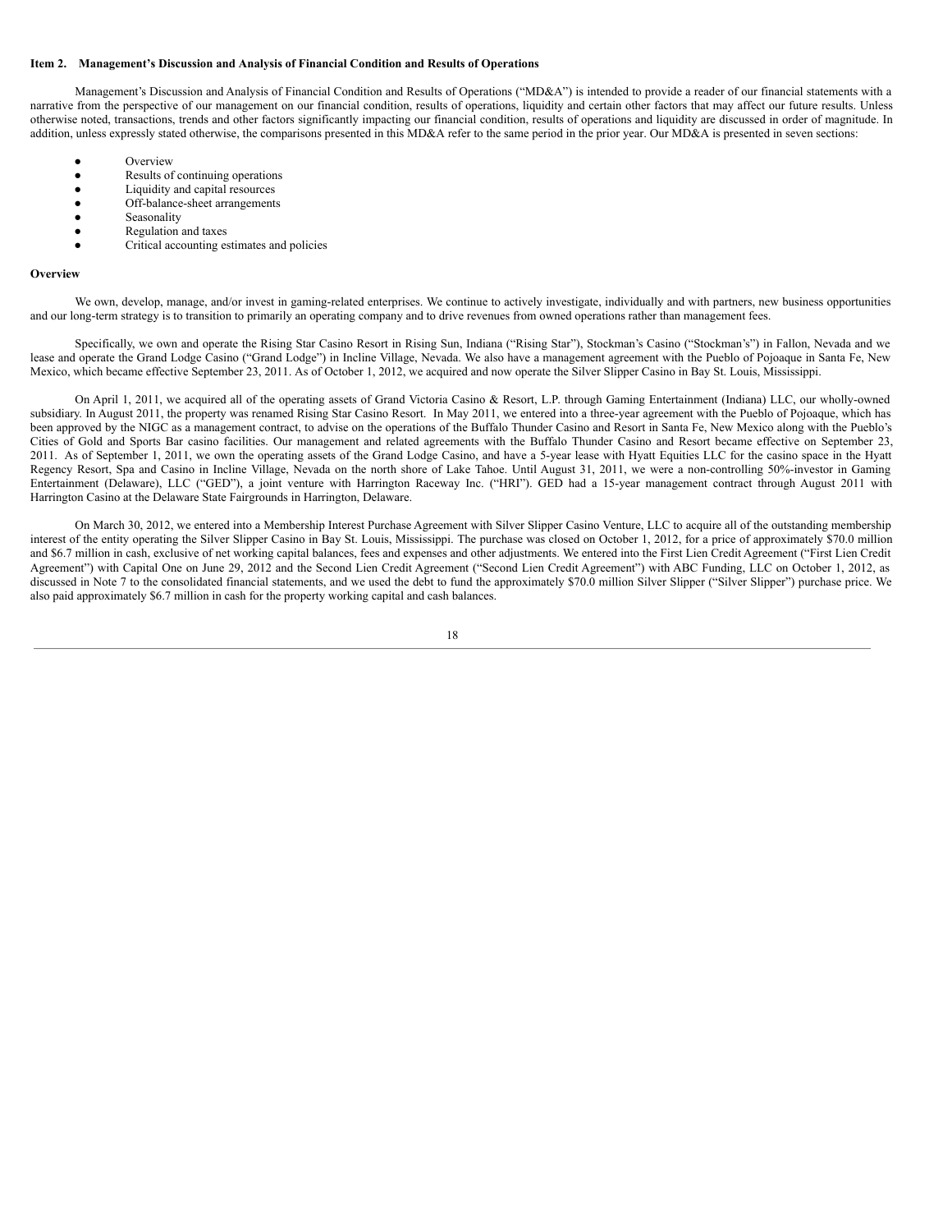### Item 2. Management's Discussion and Analysis of Financial Condition and Results of Operations

Management's Discussion and Analysis of Financial Condition and Results of Operations ("MD&A") is intended to provide a reader of our financial statements with a narrative from the perspective of our management on our financial condition, results of operations, liquidity and certain other factors that may affect our future results. Unless otherwise noted, transactions, trends and other factors significantly impacting our financial condition, results of operations and liquidity are discussed in order of magnitude. In addition, unless expressly stated otherwise, the comparisons presented in this MD&A refer to the same period in the prior year. Our MD&A is presented in seven sections:

- Overview
- Results of continuing operations
- Liquidity and capital resources
- Off-balance-sheet arrangements
- Seasonality
- Regulation and taxes
- Critical accounting estimates and policies

**Overview**

We own, develop, manage, and/or invest in gaming-related enterprises. We continue to actively investigate, individually and with partners, new business opportunities and our long-term strategy is to transition to primarily an operating company and to drive revenues from owned operations rather than management fees.

Specifically, we own and operate the Rising Star Casino Resort in Rising Sun, Indiana ("Rising Star"), Stockman's Casino ("Stockman's") in Fallon, Nevada and we lease and operate the Grand Lodge Casino ("Grand Lodge") in Incline Village, Nevada. We also have a management agreement with the Pueblo of Pojoaque in Santa Fe, New Mexico, which became effective September 23, 2011. As of October 1, 2012, we acquired and now operate the Silver Slipper Casino in Bay St. Louis, Mississippi.

On April 1, 2011, we acquired all of the operating assets of Grand Victoria Casino & Resort, L.P. through Gaming Entertainment (Indiana) LLC, our wholly-owned subsidiary. In August 2011, the property was renamed Rising Star Casino Resort. In May 2011, we entered into a three-year agreement with the Pueblo of Pojoaque, which has been approved by the NIGC as a management contract, to advise on the operations of the Buffalo Thunder Casino and Resort in Santa Fe, New Mexico along with the Pueblo's Cities of Gold and Sports Bar casino facilities. Our management and related agreements with the Buffalo Thunder Casino and Resort became effective on September 23, 2011. As of September 1, 2011, we own the operating assets of the Grand Lodge Casino, and have a 5-year lease with Hyatt Equities LLC for the casino space in the Hyatt Regency Resort, Spa and Casino in Incline Village, Nevada on the north shore of Lake Tahoe. Until August 31, 2011, we were a non-controlling 50%-investor in Gaming Entertainment (Delaware), LLC ("GED"), a joint venture with Harrington Raceway Inc. ("HRI"). GED had a 15-year management contract through August 2011 with Harrington Casino at the Delaware State Fairgrounds in Harrington, Delaware.

On March 30, 2012, we entered into a Membership Interest Purchase Agreement with Silver Slipper Casino Venture, LLC to acquire all of the outstanding membership interest of the entity operating the Silver Slipper Casino in Bay St. Louis, Mississippi. The purchase was closed on October 1, 2012, for a price of approximately $70.0 million and $6.7 million in cash, exclusive of net working capital balances, fees and expenses and other adjustments. We entered into the First Lien Credit Agreement ("First Lien Credit Agreement") with Capital One on June 29, 2012 and the Second Lien Credit Agreement ("Second Lien Credit Agreement") with ABC Funding, LLC on October 1, 2012, as discussed in Note 7 to the consolidated financial statements, and we used the debt to fund the approximately $70.0 million Silver Slipper ("Silver Slipper") purchase price. We also paid approximately $6.7 million in cash for the property working capital and cash balances.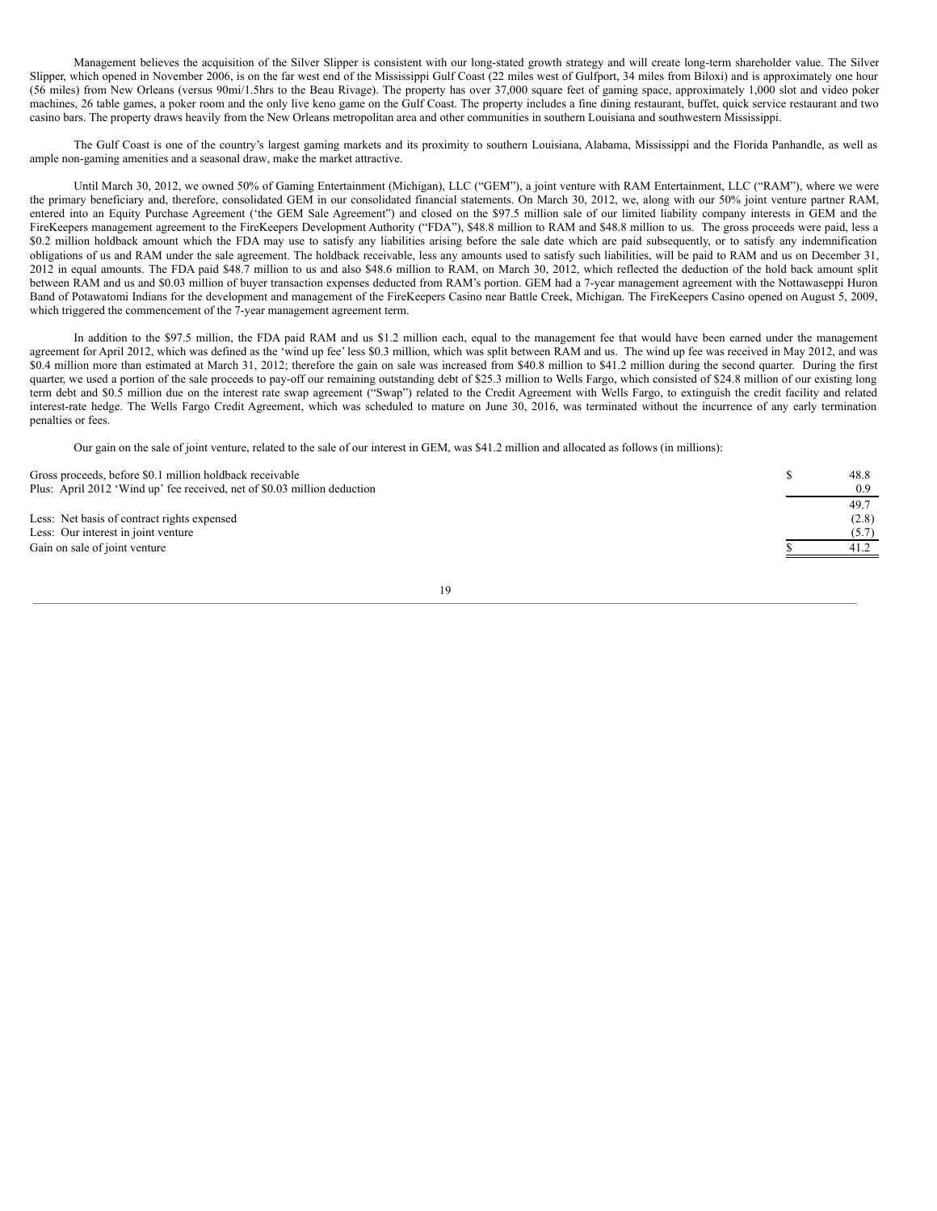Management believes the acquisition of the Silver Slipper is consistent with our long-stated growth strategy and will create long-term shareholder value. The Silver Slipper, which opened in November 2006, is on the far west end of the Mississippi Gulf Coast (22 miles west of Gulfport, 34 miles from Biloxi) and is approximately one hour (56 miles) from New Orleans (versus 90mi/1.5hrs to the Beau Rivage). The property has over 37,000 square feet of gaming space, approximately 1,000 slot and video poker machines, 26 table games, a poker room and the only live keno game on the Gulf Coast. The property includes a fine dining restaurant, buffet, quick service restaurant and two casino bars. The property draws heavily from the New Orleans metropolitan area and other communities in southern Louisiana and southwestern Mississippi.

The Gulf Coast is one of the country's largest gaming markets and its proximity to southern Louisiana, Alabama, Mississippi and the Florida Panhandle, as well as ample non-gaming amenities and a seasonal draw, make the market attractive.

Until March 30, 2012, we owned 50% of Gaming Entertainment (Michigan), LLC ("GEM"), a joint venture with RAM Entertainment, LLC ("RAM"), where we were the primary beneficiary and, therefore, consolidated GEM in our consolidated financial statements. On March 30, 2012, we, along with our 50% joint venture partner RAM, entered into an Equity Purchase Agreement ('the GEM Sale Agreement") and closed on the $97.5 million sale of our limited liability company interests in GEM and the FireKeepers management agreement to the FireKeepers Development Authority ("FDA"), $48.8 million to RAM and $48.8 million to us. The gross proceeds were paid, less a $0.2 million holdback amount which the FDA may use to satisfy any liabilities arising before the sale date which are paid subsequently, or to satisfy any indemnification obligations of us and RAM under the sale agreement. The holdback receivable, less any amounts used to satisfy such liabilities, will be paid to RAM and us on December 31, 2012 in equal amounts. The FDA paid $48.7 million to us and also $48.6 million to RAM, on March 30, 2012, which reflected the deduction of the hold back amount split between RAM and us and $0.03 million of buyer transaction expenses deducted from RAM's portion. GEM had a 7-year management agreement with the Nottawaseppi Huron Band of Potawatomi Indians for the development and management of the FireKeepers Casino near Battle Creek, Michigan. The FireKeepers Casino opened on August 5, 2009, which triggered the commencement of the 7-year management agreement term.

In addition to the $97.5 million, the FDA paid RAM and us $1.2 million each, equal to the management fee that would have been earned under the management agreement for April 2012, which was defined as the 'wind up fee' less $0.3 million, which was split between RAM and us. The wind up fee was received in May 2012, and was $0.4 million more than estimated at March 31, 2012; therefore the gain on sale was increased from $40.8 million to $41.2 million during the second quarter. During the first quarter, we used a portion of the sale proceeds to pay-off our remaining outstanding debt of $25.3 million to Wells Fargo, which consisted of $24.8 million of our existing long term debt and $0.5 million due on the interest rate swap agreement ("Swap") related to the Credit Agreement with Wells Fargo, to extinguish the credit facility and related interest-rate hedge. The Wells Fargo Credit Agreement, which was scheduled to mature on June 30, 2016, was terminated without the incurrence of any early termination penalties or fees.

Our gain on the sale of joint venture, related to the sale of our interest in GEM, was $41.2 million and allocated as follows (in millions):

| | | |
|---|---|---|
| Gross proceeds, before $0.1 million holdback receivable | $ | 48.8 |
| Plus: April 2012 'Wind up' fee received, net of $0.03 million deduction | | 0.9 |
| | | 49.7 |
| Less: Net basis of contract rights expensed | | (2.8) |
| Less: Our interest in joint venture | | (5.7) |
| Gain on sale of joint venture | $ | 41.2 |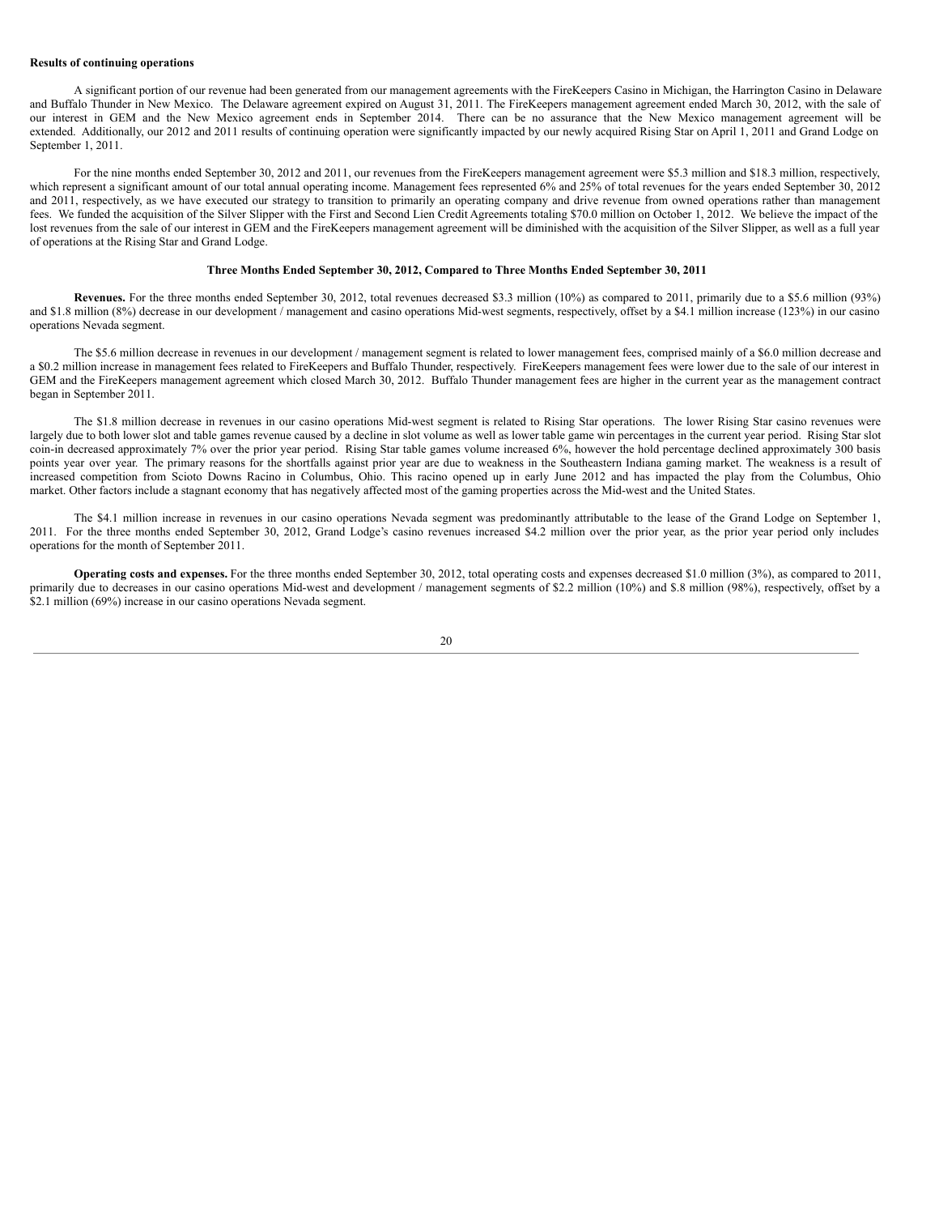**Results of continuing operations**

A significant portion of our revenue had been generated from our management agreements with the FireKeepers Casino in Michigan, the Harrington Casino in Delaware and Buffalo Thunder in New Mexico. The Delaware agreement expired on August 31, 2011. The FireKeepers management agreement ended March 30, 2012, with the sale of our interest in GEM and the New Mexico agreement ends in September 2014. There can be no assurance that the New Mexico management agreement will be extended. Additionally, our 2012 and 2011 results of continuing operation were significantly impacted by our newly acquired Rising Star on April 1, 2011 and Grand Lodge on September 1, 2011.

For the nine months ended September 30, 2012 and 2011, our revenues from the FireKeepers management agreement were $5.3 million and $18.3 million, respectively, which represent a significant amount of our total annual operating income. Management fees represented 6% and 25% of total revenues for the years ended September 30, 2012 and 2011, respectively, as we have executed our strategy to transition to primarily an operating company and drive revenue from owned operations rather than management fees. We funded the acquisition of the Silver Slipper with the First and Second Lien Credit Agreements totaling $70.0 million on October 1, 2012. We believe the impact of the lost revenues from the sale of our interest in GEM and the FireKeepers management agreement will be diminished with the acquisition of the Silver Slipper, as well as a full year of operations at the Rising Star and Grand Lodge.

### Three Months Ended September 30, 2012, Compared to Three Months Ended September 30, 2011

**Revenues.** For the three months ended September 30, 2012, total revenues decreased $3.3 million (10%) as compared to 2011, primarily due to a $5.6 million (93%) and $1.8 million (8%) decrease in our development / management and casino operations Mid-west segments, respectively, offset by a $4.1 million increase (123%) in our casino operations Nevada segment.

The $5.6 million decrease in revenues in our development / management segment is related to lower management fees, comprised mainly of a $6.0 million decrease and a $0.2 million increase in management fees related to FireKeepers and Buffalo Thunder, respectively. FireKeepers management fees were lower due to the sale of our interest in GEM and the FireKeepers management agreement which closed March 30, 2012. Buffalo Thunder management fees are higher in the current year as the management contract began in September 2011.

The $1.8 million decrease in revenues in our casino operations Mid-west segment is related to Rising Star operations. The lower Rising Star casino revenues were largely due to both lower slot and table games revenue caused by a decline in slot volume as well as lower table game win percentages in the current year period. Rising Star slot coin-in decreased approximately 7% over the prior year period. Rising Star table games volume increased 6%, however the hold percentage declined approximately 300 basis points year over year. The primary reasons for the shortfalls against prior year are due to weakness in the Southeastern Indiana gaming market. The weakness is a result of increased competition from Scioto Downs Racino in Columbus, Ohio. This racino opened up in early June 2012 and has impacted the play from the Columbus, Ohio market. Other factors include a stagnant economy that has negatively affected most of the gaming properties across the Mid-west and the United States.

The $4.1 million increase in revenues in our casino operations Nevada segment was predominantly attributable to the lease of the Grand Lodge on September 1, 2011. For the three months ended September 30, 2012, Grand Lodge's casino revenues increased $4.2 million over the prior year, as the prior year period only includes operations for the month of September 2011.

**Operating costs and expenses.** For the three months ended September 30, 2012, total operating costs and expenses decreased $1.0 million (3%), as compared to 2011, primarily due to decreases in our casino operations Mid-west and development / management segments of $2.2 million (10%) and $.8 million (98%), respectively, offset by a $2.1 million (69%) increase in our casino operations Nevada segment.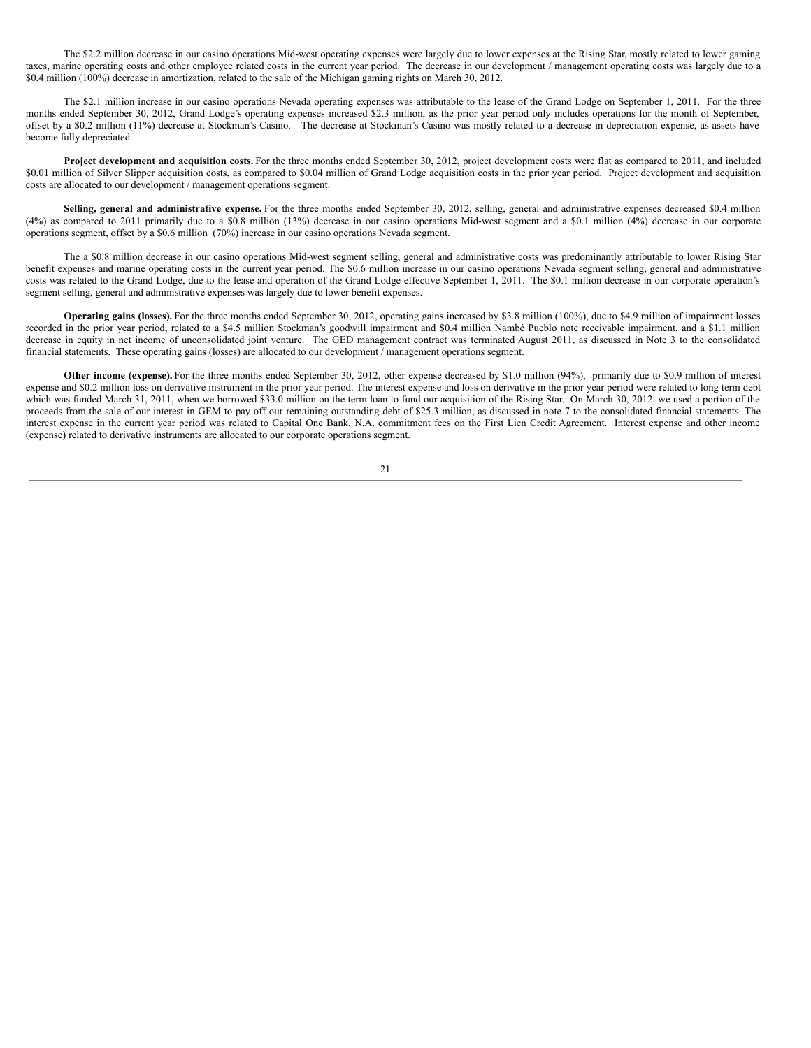The $2.2 million decrease in our casino operations Mid-west operating expenses were largely due to lower expenses at the Rising Star, mostly related to lower gaming taxes, marine operating costs and other employee related costs in the current year period. The decrease in our development / management operating costs was largely due to a $0.4 million (100%) decrease in amortization, related to the sale of the Michigan gaming rights on March 30, 2012.

The $2.1 million increase in our casino operations Nevada operating expenses was attributable to the lease of the Grand Lodge on September 1, 2011. For the three months ended September 30, 2012, Grand Lodge's operating expenses increased $2.3 million, as the prior year period only includes operations for the month of September, offset by a $0.2 million (11%) decrease at Stockman's Casino. The decrease at Stockman's Casino was mostly related to a decrease in depreciation expense, as assets have become fully depreciated.

**Project development and acquisition costs.** For the three months ended September 30, 2012, project development costs were flat as compared to 2011, and included $0.01 million of Silver Slipper acquisition costs, as compared to $0.04 million of Grand Lodge acquisition costs in the prior year period. Project development and acquisition costs are allocated to our development / management operations segment.

**Selling, general and administrative expense.** For the three months ended September 30, 2012, selling, general and administrative expenses decreased $0.4 million (4%) as compared to 2011 primarily due to a $0.8 million (13%) decrease in our casino operations Mid-west segment and a $0.1 million (4%) decrease in our corporate operations segment, offset by a $0.6 million (70%) increase in our casino operations Nevada segment.

The a $0.8 million decrease in our casino operations Mid-west segment selling, general and administrative costs was predominantly attributable to lower Rising Star benefit expenses and marine operating costs in the current year period. The $0.6 million increase in our casino operations Nevada segment selling, general and administrative costs was related to the Grand Lodge, due to the lease and operation of the Grand Lodge effective September 1, 2011. The $0.1 million decrease in our corporate operation's segment selling, general and administrative expenses was largely due to lower benefit expenses.

**Operating gains (losses).** For the three months ended September 30, 2012, operating gains increased by $3.8 million (100%), due to $4.9 million of impairment losses recorded in the prior year period, related to a $4.5 million Stockman's goodwill impairment and $0.4 million Nambé Pueblo note receivable impairment, and a $1.1 million decrease in equity in net income of unconsolidated joint venture. The GED management contract was terminated August 2011, as discussed in Note 3 to the consolidated financial statements. These operating gains (losses) are allocated to our development / management operations segment.

**Other income (expense).** For the three months ended September 30, 2012, other expense decreased by $1.0 million (94%), primarily due to $0.9 million of interest expense and $0.2 million loss on derivative instrument in the prior year period. The interest expense and loss on derivative in the prior year period were related to long term debt which was funded March 31, 2011, when we borrowed $33.0 million on the term loan to fund our acquisition of the Rising Star. On March 30, 2012, we used a portion of the proceeds from the sale of our interest in GEM to pay off our remaining outstanding debt of $25.3 million, as discussed in note 7 to the consolidated financial statements. The interest expense in the current year period was related to Capital One Bank, N.A. commitment fees on the First Lien Credit Agreement. Interest expense and other income (expense) related to derivative instruments are allocated to our corporate operations segment.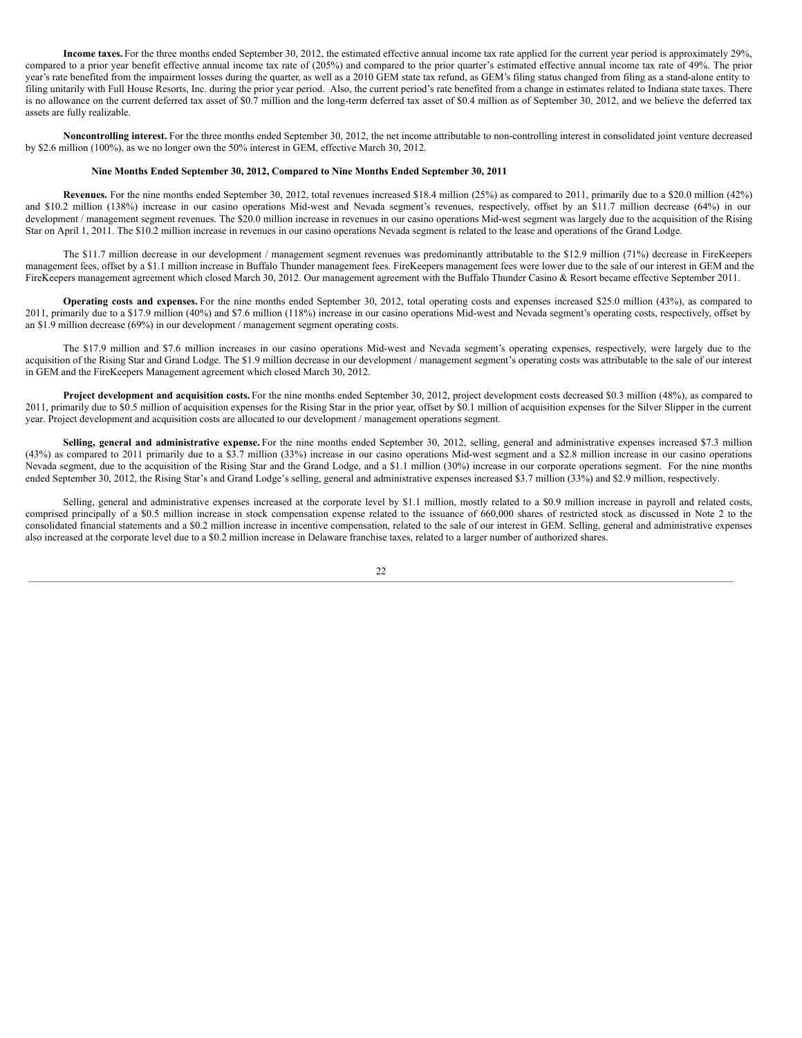**Income taxes.** For the three months ended September 30, 2012, the estimated effective annual income tax rate applied for the current year period is approximately 29%, compared to a prior year benefit effective annual income tax rate of (205%) and compared to the prior quarter's estimated effective annual income tax rate of 49%. The prior year's rate benefited from the impairment losses during the quarter, as well as a 2010 GEM state tax refund, as GEM's filing status changed from filing as a stand-alone entity to filing unitarily with Full House Resorts, Inc. during the prior year period. Also, the current period's rate benefited from a change in estimates related to Indiana state taxes. There is no allowance on the current deferred tax asset of $0.7 million and the long-term deferred tax asset of $0.4 million as of September 30, 2012, and we believe the deferred tax assets are fully realizable.

**Noncontrolling interest.** For the three months ended September 30, 2012, the net income attributable to non-controlling interest in consolidated joint venture decreased by $2.6 million (100%), as we no longer own the 50% interest in GEM, effective March 30, 2012.

### Nine Months Ended September 30, 2012, Compared to Nine Months Ended September 30, 2011

**Revenues.** For the nine months ended September 30, 2012, total revenues increased $18.4 million (25%) as compared to 2011, primarily due to a $20.0 million (42%) and $10.2 million (138%) increase in our casino operations Mid-west and Nevada segment's revenues, respectively, offset by an $11.7 million decrease (64%) in our development / management segment revenues. The $20.0 million increase in revenues in our casino operations Mid-west segment was largely due to the acquisition of the Rising Star on April 1, 2011. The $10.2 million increase in revenues in our casino operations Nevada segment is related to the lease and operations of the Grand Lodge.

The $11.7 million decrease in our development / management segment revenues was predominantly attributable to the $12.9 million (71%) decrease in FireKeepers management fees, offset by a $1.1 million increase in Buffalo Thunder management fees. FireKeepers management fees were lower due to the sale of our interest in GEM and the FireKeepers management agreement which closed March 30, 2012. Our management agreement with the Buffalo Thunder Casino & Resort became effective September 2011.

**Operating costs and expenses.** For the nine months ended September 30, 2012, total operating costs and expenses increased $25.0 million (43%), as compared to 2011, primarily due to a $17.9 million (40%) and $7.6 million (118%) increase in our casino operations Mid-west and Nevada segment's operating costs, respectively, offset by an $1.9 million decrease (69%) in our development / management segment operating costs.

The $17.9 million and $7.6 million increases in our casino operations Mid-west and Nevada segment's operating expenses, respectively, were largely due to the acquisition of the Rising Star and Grand Lodge. The $1.9 million decrease in our development / management segment's operating costs was attributable to the sale of our interest in GEM and the FireKeepers Management agreement which closed March 30, 2012.

**Project development and acquisition costs.** For the nine months ended September 30, 2012, project development costs decreased $0.3 million (48%), as compared to 2011, primarily due to $0.5 million of acquisition expenses for the Rising Star in the prior year, offset by $0.1 million of acquisition expenses for the Silver Slipper in the current year. Project development and acquisition costs are allocated to our development / management operations segment.

**Selling, general and administrative expense.** For the nine months ended September 30, 2012, selling, general and administrative expenses increased $7.3 million (43%) as compared to 2011 primarily due to a $3.7 million (33%) increase in our casino operations Mid-west segment and a $2.8 million increase in our casino operations Nevada segment, due to the acquisition of the Rising Star and the Grand Lodge, and a $1.1 million (30%) increase in our corporate operations segment. For the nine months ended September 30, 2012, the Rising Star's and Grand Lodge's selling, general and administrative expenses increased $3.7 million (33%) and $2.9 million, respectively.

Selling, general and administrative expenses increased at the corporate level by $1.1 million, mostly related to a $0.9 million increase in payroll and related costs, comprised principally of a $0.5 million increase in stock compensation expense related to the issuance of 660,000 shares of restricted stock as discussed in Note 2 to the consolidated financial statements and a $0.2 million increase in incentive compensation, related to the sale of our interest in GEM. Selling, general and administrative expenses also increased at the corporate level due to a $0.2 million increase in Delaware franchise taxes, related to a larger number of authorized shares.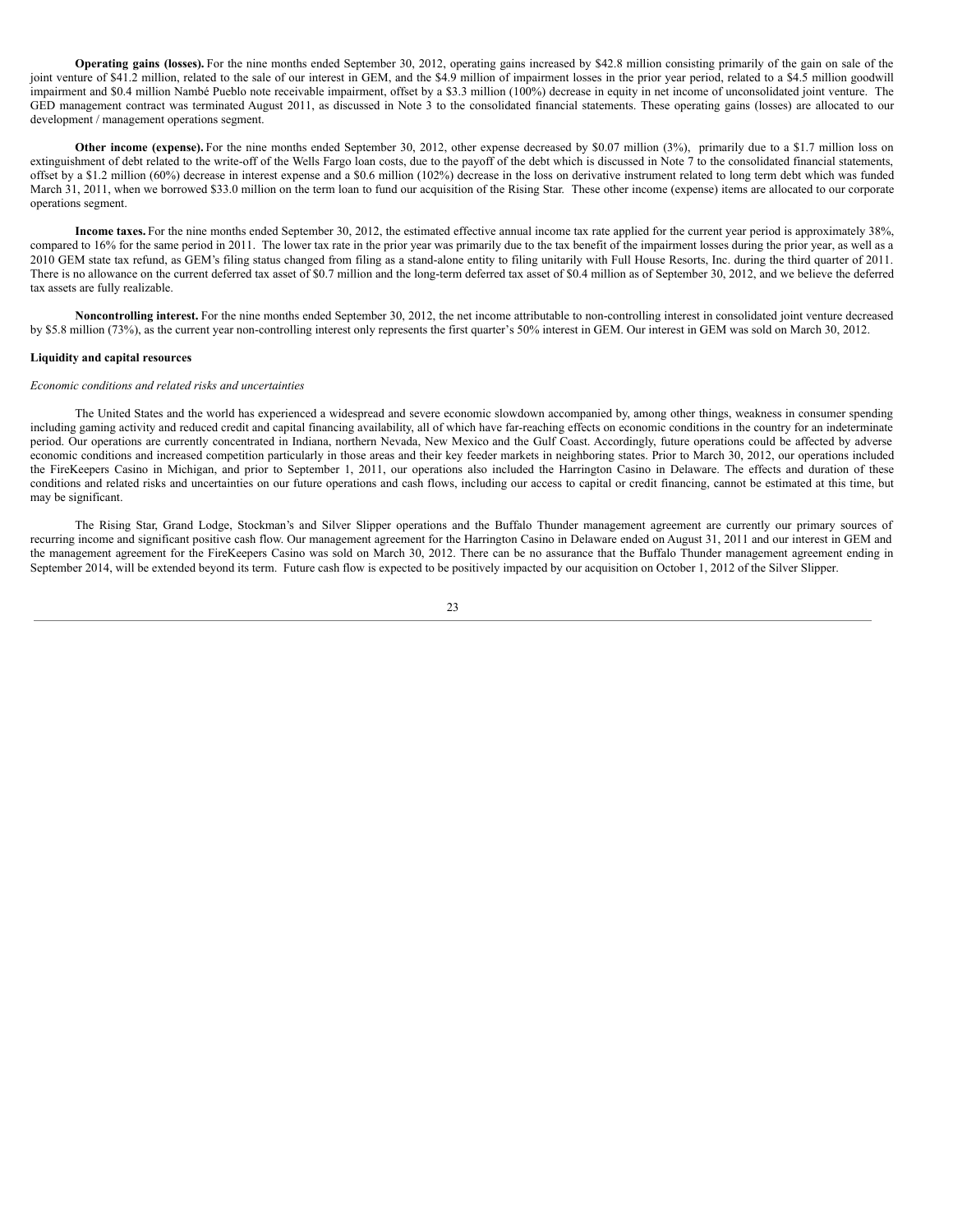**Operating gains (losses).** For the nine months ended September 30, 2012, operating gains increased by $42.8 million consisting primarily of the gain on sale of the joint venture of $41.2 million, related to the sale of our interest in GEM, and the $4.9 million of impairment losses in the prior year period, related to a $4.5 million goodwill impairment and $0.4 million Nambé Pueblo note receivable impairment, offset by a $3.3 million (100%) decrease in equity in net income of unconsolidated joint venture. The GED management contract was terminated August 2011, as discussed in Note 3 to the consolidated financial statements. These operating gains (losses) are allocated to our development / management operations segment.

**Other income (expense).** For the nine months ended September 30, 2012, other expense decreased by $0.07 million (3%), primarily due to a $1.7 million loss on extinguishment of debt related to the write-off of the Wells Fargo loan costs, due to the payoff of the debt which is discussed in Note 7 to the consolidated financial statements, offset by a $1.2 million (60%) decrease in interest expense and a $0.6 million (102%) decrease in the loss on derivative instrument related to long term debt which was funded March 31, 2011, when we borrowed $33.0 million on the term loan to fund our acquisition of the Rising Star. These other income (expense) items are allocated to our corporate operations segment.

**Income taxes.** For the nine months ended September 30, 2012, the estimated effective annual income tax rate applied for the current year period is approximately 38%, compared to 16% for the same period in 2011. The lower tax rate in the prior year was primarily due to the tax benefit of the impairment losses during the prior year, as well as a 2010 GEM state tax refund, as GEM's filing status changed from filing as a stand-alone entity to filing unitarily with Full House Resorts, Inc. during the third quarter of 2011. There is no allowance on the current deferred tax asset of $0.7 million and the long-term deferred tax asset of $0.4 million as of September 30, 2012, and we believe the deferred tax assets are fully realizable.

**Noncontrolling interest.** For the nine months ended September 30, 2012, the net income attributable to non-controlling interest in consolidated joint venture decreased by $5.8 million (73%), as the current year non-controlling interest only represents the first quarter's 50% interest in GEM. Our interest in GEM was sold on March 30, 2012.

**Liquidity and capital resources**

*Economic conditions and related risks and uncertainties*

The United States and the world has experienced a widespread and severe economic slowdown accompanied by, among other things, weakness in consumer spending including gaming activity and reduced credit and capital financing availability, all of which have far-reaching effects on economic conditions in the country for an indeterminate period. Our operations are currently concentrated in Indiana, northern Nevada, New Mexico and the Gulf Coast. Accordingly, future operations could be affected by adverse economic conditions and increased competition particularly in those areas and their key feeder markets in neighboring states. Prior to March 30, 2012, our operations included the FireKeepers Casino in Michigan, and prior to September 1, 2011, our operations also included the Harrington Casino in Delaware. The effects and duration of these conditions and related risks and uncertainties on our future operations and cash flows, including our access to capital or credit financing, cannot be estimated at this time, but may be significant.

The Rising Star, Grand Lodge, Stockman's and Silver Slipper operations and the Buffalo Thunder management agreement are currently our primary sources of recurring income and significant positive cash flow. Our management agreement for the Harrington Casino in Delaware ended on August 31, 2011 and our interest in GEM and the management agreement for the FireKeepers Casino was sold on March 30, 2012. There can be no assurance that the Buffalo Thunder management agreement ending in September 2014, will be extended beyond its term. Future cash flow is expected to be positively impacted by our acquisition on October 1, 2012 of the Silver Slipper.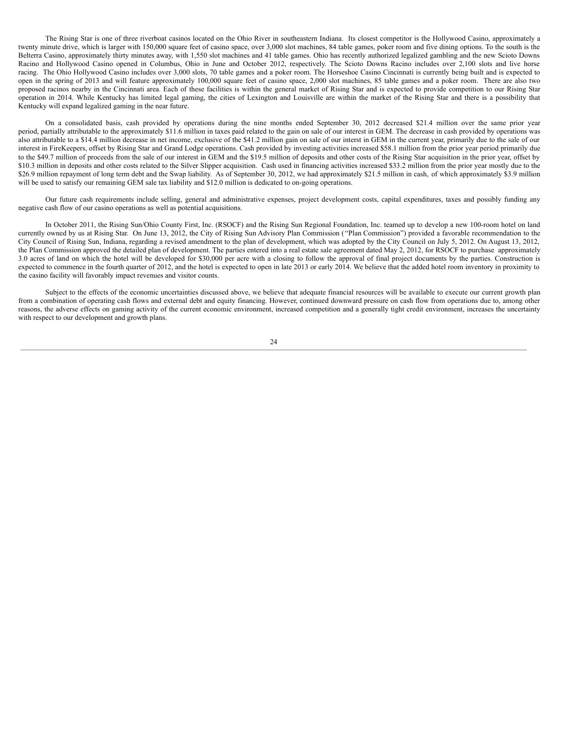The Rising Star is one of three riverboat casinos located on the Ohio River in southeastern Indiana. Its closest competitor is the Hollywood Casino, approximately a twenty minute drive, which is larger with 150,000 square feet of casino space, over 3,000 slot machines, 84 table games, poker room and five dining options. To the south is the Belterra Casino, approximately thirty minutes away, with 1,550 slot machines and 41 table games. Ohio has recently authorized legalized gambling and the new Scioto Downs Racino and Hollywood Casino opened in Columbus, Ohio in June and October 2012, respectively. The Scioto Downs Racino includes over 2,100 slots and live horse racing. The Ohio Hollywood Casino includes over 3,000 slots, 70 table games and a poker room. The Horseshoe Casino Cincinnati is currently being built and is expected to open in the spring of 2013 and will feature approximately 100,000 square feet of casino space, 2,000 slot machines, 85 table games and a poker room. There are also two proposed racinos nearby in the Cincinnati area. Each of these facilities is within the general market of Rising Star and is expected to provide competition to our Rising Star operation in 2014. While Kentucky has limited legal gaming, the cities of Lexington and Louisville are within the market of the Rising Star and there is a possibility that Kentucky will expand legalized gaming in the near future.

On a consolidated basis, cash provided by operations during the nine months ended September 30, 2012 decreased $21.4 million over the same prior year period, partially attributable to the approximately $11.6 million in taxes paid related to the gain on sale of our interest in GEM. The decrease in cash provided by operations was also attributable to a $14.4 million decrease in net income, exclusive of the $41.2 million gain on sale of our interst in GEM in the current year, primarily due to the sale of our interest in FireKeepers, offset by Rising Star and Grand Lodge operations. Cash provided by investing activities increased $58.1 million from the prior year period primarily due to the $49.7 million of proceeds from the sale of our interest in GEM and the $19.5 million of deposits and other costs of the Rising Star acquisition in the prior year, offset by $10.3 million in deposits and other costs related to the Silver Slipper acquisition. Cash used in financing activities increased $33.2 million from the prior year mostly due to the $26.9 million repayment of long term debt and the Swap liability. As of September 30, 2012, we had approximately $21.5 million in cash, of which approximately $3.9 million will be used to satisfy our remaining GEM sale tax liability and $12.0 million is dedicated to on-going operations.

Our future cash requirements include selling, general and administrative expenses, project development costs, capital expenditures, taxes and possibly funding any negative cash flow of our casino operations as well as potential acquisitions.

In October 2011, the Rising Sun/Ohio County First, Inc. (RSOCF) and the Rising Sun Regional Foundation, Inc. teamed up to develop a new 100-room hotel on land currently owned by us at Rising Star. On June 13, 2012, the City of Rising Sun Advisory Plan Commission ("Plan Commission") provided a favorable recommendation to the City Council of Rising Sun, Indiana, regarding a revised amendment to the plan of development, which was adopted by the City Council on July 5, 2012. On August 13, 2012, the Plan Commission approved the detailed plan of development. The parties entered into a real estate sale agreement dated May 2, 2012, for RSOCF to purchase approximately 3.0 acres of land on which the hotel will be developed for $30,000 per acre with a closing to follow the approval of final project documents by the parties. Construction is expected to commence in the fourth quarter of 2012, and the hotel is expected to open in late 2013 or early 2014. We believe that the added hotel room inventory in proximity to the casino facility will favorably impact revenues and visitor counts.

Subject to the effects of the economic uncertainties discussed above, we believe that adequate financial resources will be available to execute our current growth plan from a combination of operating cash flows and external debt and equity financing. However, continued downward pressure on cash flow from operations due to, among other reasons, the adverse effects on gaming activity of the current economic environment, increased competition and a generally tight credit environment, increases the uncertainty with respect to our development and growth plans.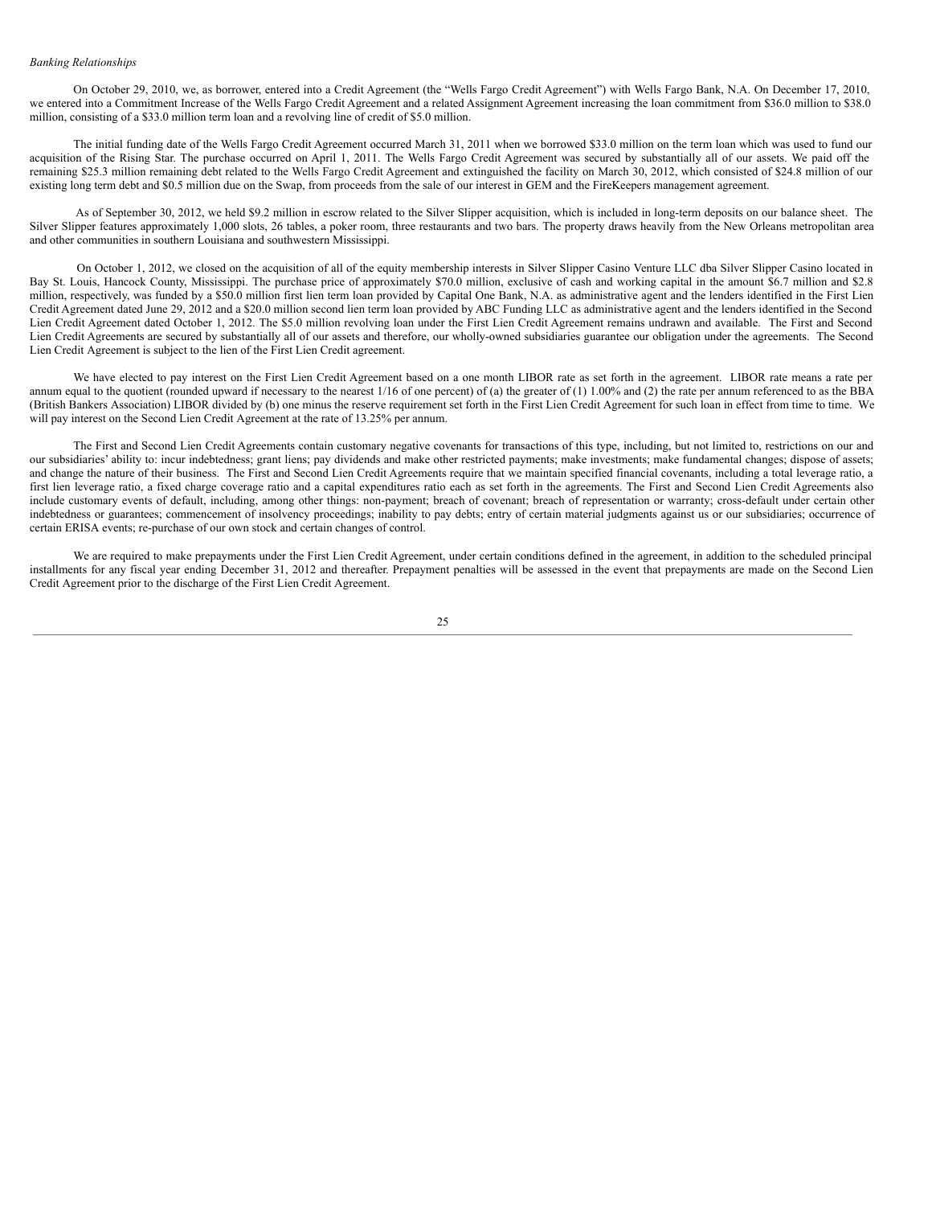*Banking Relationships*

On October 29, 2010, we, as borrower, entered into a Credit Agreement (the "Wells Fargo Credit Agreement") with Wells Fargo Bank, N.A. On December 17, 2010, we entered into a Commitment Increase of the Wells Fargo Credit Agreement and a related Assignment Agreement increasing the loan commitment from $36.0 million to $38.0 million, consisting of a $33.0 million term loan and a revolving line of credit of $5.0 million.

The initial funding date of the Wells Fargo Credit Agreement occurred March 31, 2011 when we borrowed $33.0 million on the term loan which was used to fund our acquisition of the Rising Star. The purchase occurred on April 1, 2011. The Wells Fargo Credit Agreement was secured by substantially all of our assets. We paid off the remaining $25.3 million remaining debt related to the Wells Fargo Credit Agreement and extinguished the facility on March 30, 2012, which consisted of $24.8 million of our existing long term debt and $0.5 million due on the Swap, from proceeds from the sale of our interest in GEM and the FireKeepers management agreement.

As of September 30, 2012, we held $9.2 million in escrow related to the Silver Slipper acquisition, which is included in long-term deposits on our balance sheet. The Silver Slipper features approximately 1,000 slots, 26 tables, a poker room, three restaurants and two bars. The property draws heavily from the New Orleans metropolitan area and other communities in southern Louisiana and southwestern Mississippi.

On October 1, 2012, we closed on the acquisition of all of the equity membership interests in Silver Slipper Casino Venture LLC dba Silver Slipper Casino located in Bay St. Louis, Hancock County, Mississippi. The purchase price of approximately $70.0 million, exclusive of cash and working capital in the amount $6.7 million and $2.8 million, respectively, was funded by a $50.0 million first lien term loan provided by Capital One Bank, N.A. as administrative agent and the lenders identified in the First Lien Credit Agreement dated June 29, 2012 and a $20.0 million second lien term loan provided by ABC Funding LLC as administrative agent and the lenders identified in the Second Lien Credit Agreement dated October 1, 2012. The $5.0 million revolving loan under the First Lien Credit Agreement remains undrawn and available. The First and Second Lien Credit Agreements are secured by substantially all of our assets and therefore, our wholly-owned subsidiaries guarantee our obligation under the agreements. The Second Lien Credit Agreement is subject to the lien of the First Lien Credit agreement.

We have elected to pay interest on the First Lien Credit Agreement based on a one month LIBOR rate as set forth in the agreement. LIBOR rate means a rate per annum equal to the quotient (rounded upward if necessary to the nearest 1/16 of one percent) of (a) the greater of (1) 1.00% and (2) the rate per annum referenced to as the BBA (British Bankers Association) LIBOR divided by (b) one minus the reserve requirement set forth in the First Lien Credit Agreement for such loan in effect from time to time. We will pay interest on the Second Lien Credit Agreement at the rate of 13.25% per annum.

The First and Second Lien Credit Agreements contain customary negative covenants for transactions of this type, including, but not limited to, restrictions on our and our subsidiaries' ability to: incur indebtedness; grant liens; pay dividends and make other restricted payments; make investments; make fundamental changes; dispose of assets; and change the nature of their business. The First and Second Lien Credit Agreements require that we maintain specified financial covenants, including a total leverage ratio, a first lien leverage ratio, a fixed charge coverage ratio and a capital expenditures ratio each as set forth in the agreements. The First and Second Lien Credit Agreements also include customary events of default, including, among other things: non-payment; breach of covenant; breach of representation or warranty; cross-default under certain other indebtedness or guarantees; commencement of insolvency proceedings; inability to pay debts; entry of certain material judgments against us or our subsidiaries; occurrence of certain ERISA events; re-purchase of our own stock and certain changes of control.

We are required to make prepayments under the First Lien Credit Agreement, under certain conditions defined in the agreement, in addition to the scheduled principal installments for any fiscal year ending December 31, 2012 and thereafter. Prepayment penalties will be assessed in the event that prepayments are made on the Second Lien Credit Agreement prior to the discharge of the First Lien Credit Agreement.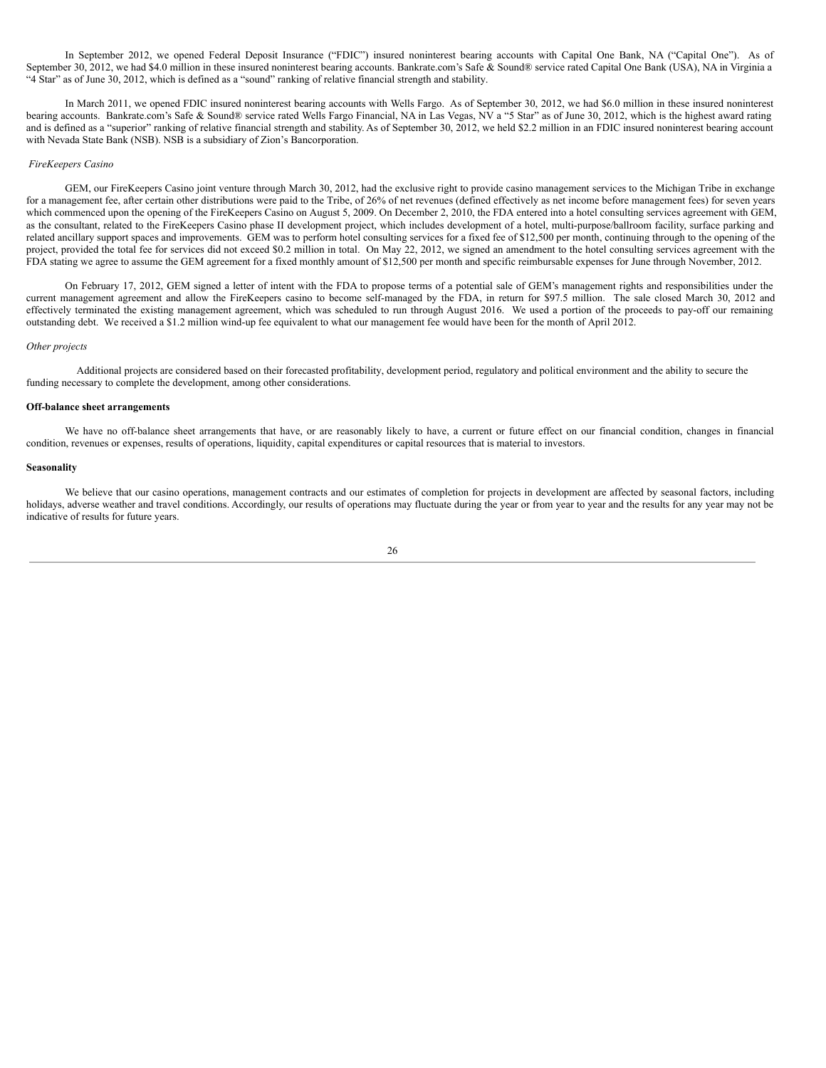In September 2012, we opened Federal Deposit Insurance ("FDIC") insured noninterest bearing accounts with Capital One Bank, NA ("Capital One"). As of September 30, 2012, we had $4.0 million in these insured noninterest bearing accounts. Bankrate.com's Safe & Sound® service rated Capital One Bank (USA), NA in Virginia a "4 Star" as of June 30, 2012, which is defined as a "sound" ranking of relative financial strength and stability.

In March 2011, we opened FDIC insured noninterest bearing accounts with Wells Fargo. As of September 30, 2012, we had $6.0 million in these insured noninterest bearing accounts. Bankrate.com's Safe & Sound® service rated Wells Fargo Financial, NA in Las Vegas, NV a "5 Star" as of June 30, 2012, which is the highest award rating and is defined as a "superior" ranking of relative financial strength and stability. As of September 30, 2012, we held $2.2 million in an FDIC insured noninterest bearing account with Nevada State Bank (NSB). NSB is a subsidiary of Zion's Bancorporation.

*FireKeepers Casino*

GEM, our FireKeepers Casino joint venture through March 30, 2012, had the exclusive right to provide casino management services to the Michigan Tribe in exchange for a management fee, after certain other distributions were paid to the Tribe, of 26% of net revenues (defined effectively as net income before management fees) for seven years which commenced upon the opening of the FireKeepers Casino on August 5, 2009. On December 2, 2010, the FDA entered into a hotel consulting services agreement with GEM, as the consultant, related to the FireKeepers Casino phase II development project, which includes development of a hotel, multi-purpose/ballroom facility, surface parking and related ancillary support spaces and improvements. GEM was to perform hotel consulting services for a fixed fee of $12,500 per month, continuing through to the opening of the project, provided the total fee for services did not exceed $0.2 million in total. On May 22, 2012, we signed an amendment to the hotel consulting services agreement with the FDA stating we agree to assume the GEM agreement for a fixed monthly amount of $12,500 per month and specific reimbursable expenses for June through November, 2012.

On February 17, 2012, GEM signed a letter of intent with the FDA to propose terms of a potential sale of GEM's management rights and responsibilities under the current management agreement and allow the FireKeepers casino to become self-managed by the FDA, in return for $97.5 million. The sale closed March 30, 2012 and effectively terminated the existing management agreement, which was scheduled to run through August 2016. We used a portion of the proceeds to pay-off our remaining outstanding debt. We received a $1.2 million wind-up fee equivalent to what our management fee would have been for the month of April 2012.

*Other projects*

Additional projects are considered based on their forecasted profitability, development period, regulatory and political environment and the ability to secure the funding necessary to complete the development, among other considerations.

**Off-balance sheet arrangements**

We have no off-balance sheet arrangements that have, or are reasonably likely to have, a current or future effect on our financial condition, changes in financial condition, revenues or expenses, results of operations, liquidity, capital expenditures or capital resources that is material to investors.

**Seasonality**

We believe that our casino operations, management contracts and our estimates of completion for projects in development are affected by seasonal factors, including holidays, adverse weather and travel conditions. Accordingly, our results of operations may fluctuate during the year or from year to year and the results for any year may not be indicative of results for future years.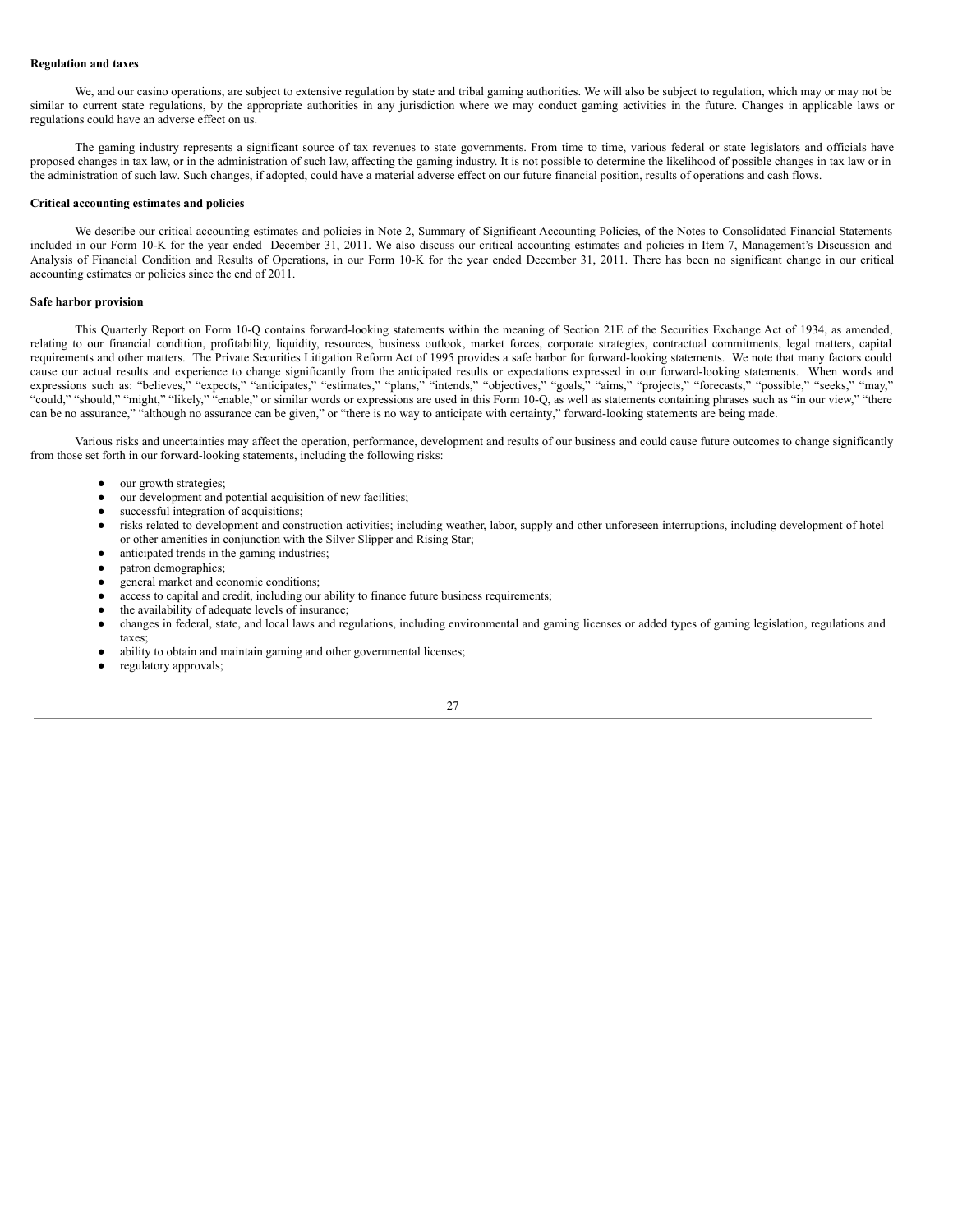**Regulation and taxes**

We, and our casino operations, are subject to extensive regulation by state and tribal gaming authorities. We will also be subject to regulation, which may or may not be similar to current state regulations, by the appropriate authorities in any jurisdiction where we may conduct gaming activities in the future. Changes in applicable laws or regulations could have an adverse effect on us.

The gaming industry represents a significant source of tax revenues to state governments. From time to time, various federal or state legislators and officials have proposed changes in tax law, or in the administration of such law, affecting the gaming industry. It is not possible to determine the likelihood of possible changes in tax law or in the administration of such law. Such changes, if adopted, could have a material adverse effect on our future financial position, results of operations and cash flows.

**Critical accounting estimates and policies**

We describe our critical accounting estimates and policies in Note 2, Summary of Significant Accounting Policies, of the Notes to Consolidated Financial Statements included in our Form 10-K for the year ended December 31, 2011. We also discuss our critical accounting estimates and policies in Item 7, Management's Discussion and Analysis of Financial Condition and Results of Operations, in our Form 10-K for the year ended December 31, 2011. There has been no significant change in our critical accounting estimates or policies since the end of 2011.

**Safe harbor provision**

This Quarterly Report on Form 10-Q contains forward-looking statements within the meaning of Section 21E of the Securities Exchange Act of 1934, as amended, relating to our financial condition, profitability, liquidity, resources, business outlook, market forces, corporate strategies, contractual commitments, legal matters, capital requirements and other matters. The Private Securities Litigation Reform Act of 1995 provides a safe harbor for forward-looking statements. We note that many factors could cause our actual results and experience to change significantly from the anticipated results or expectations expressed in our forward-looking statements. When words and expressions such as: "believes," "expects," "anticipates," "estimates," "plans," "intends," "objectives," "goals," "aims," "projects," "forecasts," "possible," "seeks," "may," "could," "should," "might," "likely," "enable," or similar words or expressions are used in this Form 10-Q, as well as statements containing phrases such as "in our view," "there can be no assurance," "although no assurance can be given," or "there is no way to anticipate with certainty," forward-looking statements are being made.

Various risks and uncertainties may affect the operation, performance, development and results of our business and could cause future outcomes to change significantly from those set forth in our forward-looking statements, including the following risks:

- our growth strategies;
- our development and potential acquisition of new facilities;
- successful integration of acquisitions;
- risks related to development and construction activities; including weather, labor, supply and other unforeseen interruptions, including development of hotel or other amenities in conjunction with the Silver Slipper and Rising Star;
- anticipated trends in the gaming industries;
- patron demographics;
- general market and economic conditions;
- access to capital and credit, including our ability to finance future business requirements;
- the availability of adequate levels of insurance;
- changes in federal, state, and local laws and regulations, including environmental and gaming licenses or added types of gaming legislation, regulations and taxes;
- ability to obtain and maintain gaming and other governmental licenses;
- regulatory approvals;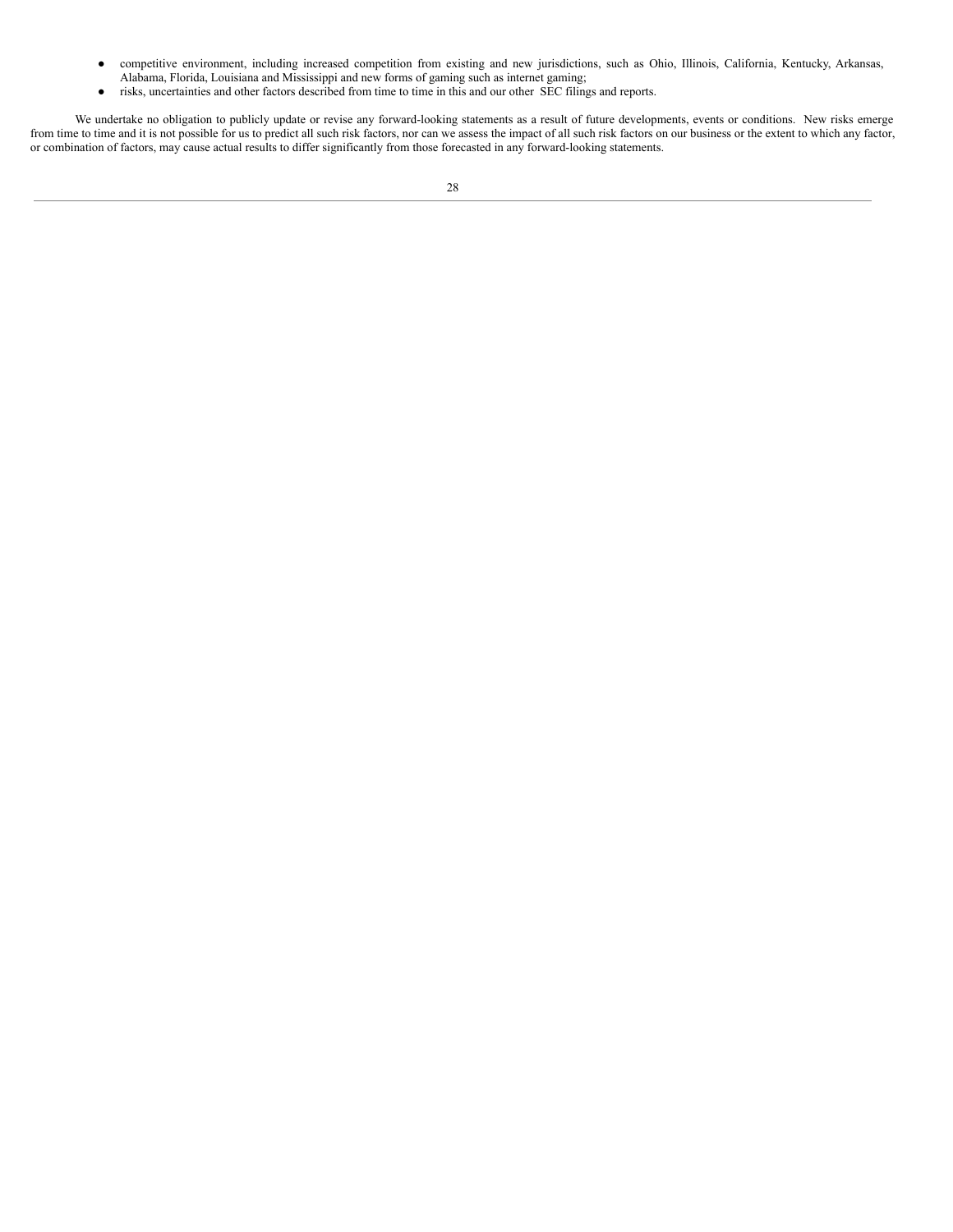- competitive environment, including increased competition from existing and new jurisdictions, such as Ohio, Illinois, California, Kentucky, Arkansas, Alabama, Florida, Louisiana and Mississippi and new forms of gaming such as internet gaming;
- risks, uncertainties and other factors described from time to time in this and our other SEC filings and reports.

We undertake no obligation to publicly update or revise any forward-looking statements as a result of future developments, events or conditions. New risks emerge from time to time and it is not possible for us to predict all such risk factors, nor can we assess the impact of all such risk factors on our business or the extent to which any factor, or combination of factors, may cause actual results to differ significantly from those forecasted in any forward-looking statements.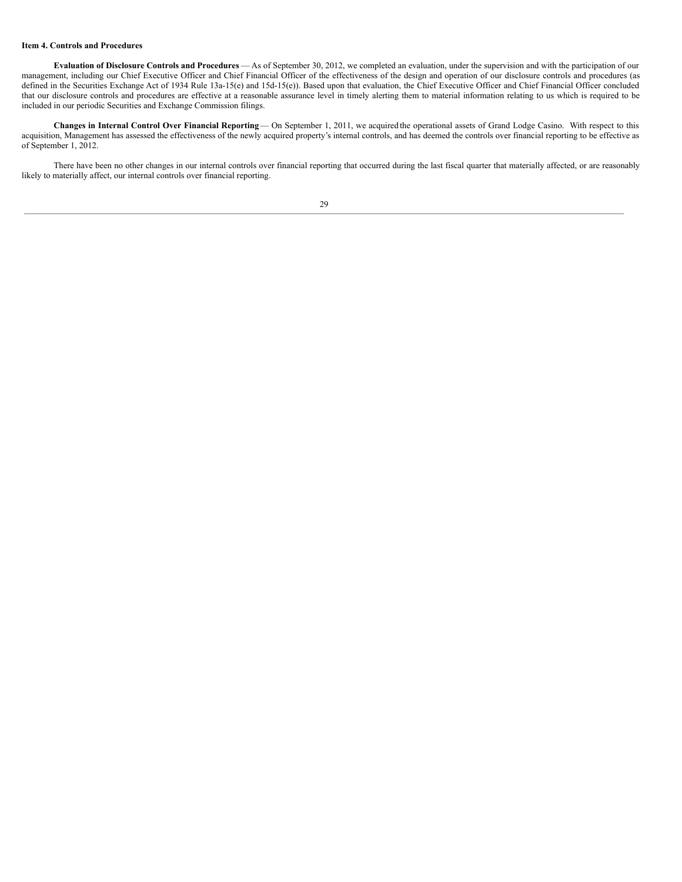**Item 4. Controls and Procedures**

**Evaluation of Disclosure Controls and Procedures** — As of September 30, 2012, we completed an evaluation, under the supervision and with the participation of our management, including our Chief Executive Officer and Chief Financial Officer of the effectiveness of the design and operation of our disclosure controls and procedures (as defined in the Securities Exchange Act of 1934 Rule 13a-15(e) and 15d-15(e)). Based upon that evaluation, the Chief Executive Officer and Chief Financial Officer concluded that our disclosure controls and procedures are effective at a reasonable assurance level in timely alerting them to material information relating to us which is required to be included in our periodic Securities and Exchange Commission filings.

**Changes in Internal Control Over Financial Reporting** — On September 1, 2011, we acquired the operational assets of Grand Lodge Casino. With respect to this acquisition, Management has assessed the effectiveness of the newly acquired property's internal controls, and has deemed the controls over financial reporting to be effective as of September 1, 2012.

There have been no other changes in our internal controls over financial reporting that occurred during the last fiscal quarter that materially affected, or are reasonably likely to materially affect, our internal controls over financial reporting.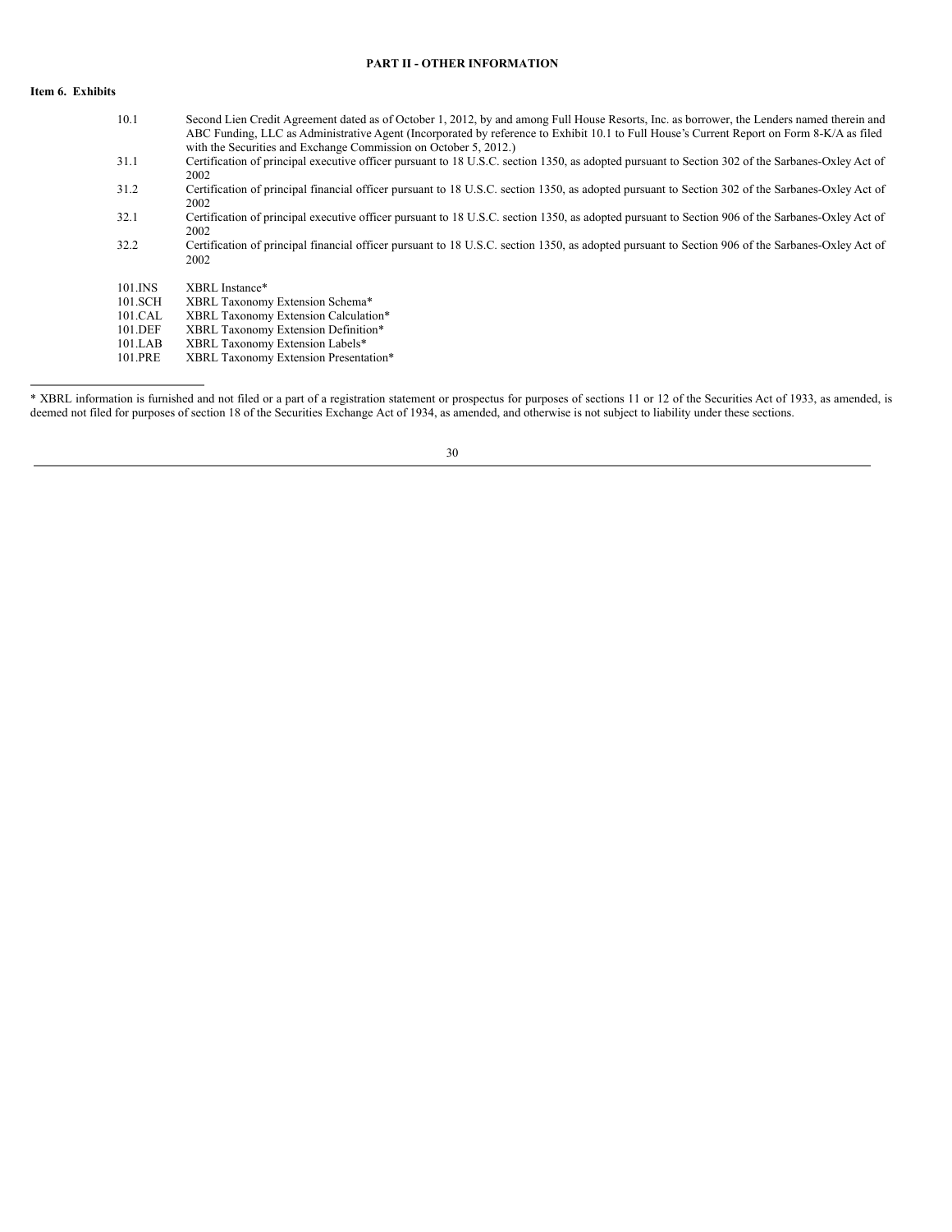## PART II - OTHER INFORMATION

### Item 6. Exhibits

| | |
|---|---|
| 10.1 | Second Lien Credit Agreement dated as of October 1, 2012, by and among Full House Resorts, Inc. as borrower, the Lenders named therein and ABC Funding, LLC as Administrative Agent (Incorporated by reference to Exhibit 10.1 to Full House's Current Report on Form 8-K/A as filed with the Securities and Exchange Commission on October 5, 2012.) |
| 31.1 | Certification of principal executive officer pursuant to 18 U.S.C. section 1350, as adopted pursuant to Section 302 of the Sarbanes-Oxley Act of 2002 |
| 31.2 | Certification of principal financial officer pursuant to 18 U.S.C. section 1350, as adopted pursuant to Section 302 of the Sarbanes-Oxley Act of 2002 |
| 32.1 | Certification of principal executive officer pursuant to 18 U.S.C. section 1350, as adopted pursuant to Section 906 of the Sarbanes-Oxley Act of 2002 |
| 32.2 | Certification of principal financial officer pursuant to 18 U.S.C. section 1350, as adopted pursuant to Section 906 of the Sarbanes-Oxley Act of 2002 |
| 101.INS | XBRL Instance* |
| 101.SCH | XBRL Taxonomy Extension Schema* |
| 101.CAL | XBRL Taxonomy Extension Calculation* |
| 101.DEF | XBRL Taxonomy Extension Definition* |
| 101.LAB | XBRL Taxonomy Extension Labels* |
| 101.PRE | XBRL Taxonomy Extension Presentation* |

* XBRL information is furnished and not filed or a part of a registration statement or prospectus for purposes of sections 11 or 12 of the Securities Act of 1933, as amended, is deemed not filed for purposes of section 18 of the Securities Exchange Act of 1934, as amended, and otherwise is not subject to liability under these sections.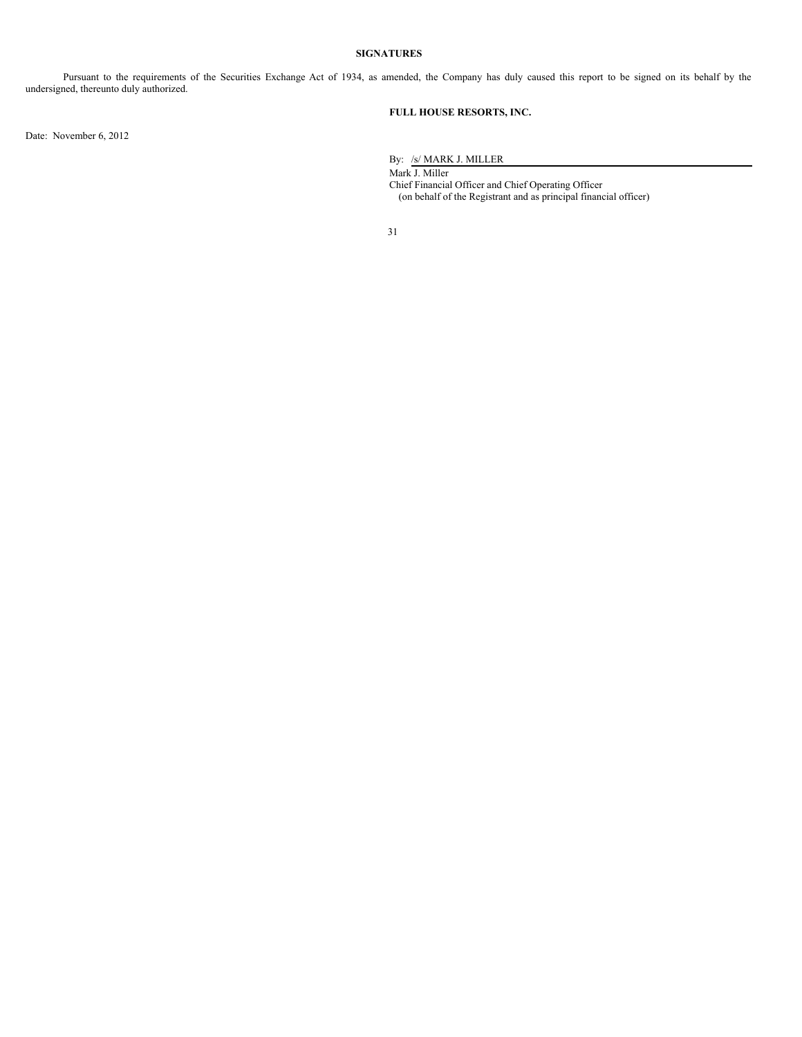## SIGNATURES

Pursuant to the requirements of the Securities Exchange Act of 1934, as amended, the Company has duly caused this report to be signed on its behalf by the undersigned, thereunto duly authorized.

**FULL HOUSE RESORTS, INC.**

Date: November 6, 2012

By: /s/ MARK J. MILLER

Mark J. Miller
Chief Financial Officer and Chief Operating Officer
(on behalf of the Registrant and as principal financial officer)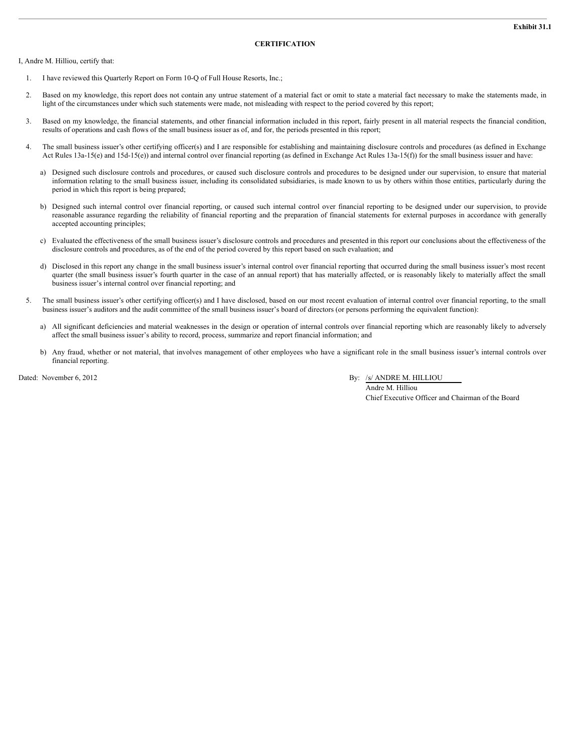**Exhibit 31.1**

**CERTIFICATION**

I, Andre M. Hilliou, certify that:

1. I have reviewed this Quarterly Report on Form 10-Q of Full House Resorts, Inc.;

2. Based on my knowledge, this report does not contain any untrue statement of a material fact or omit to state a material fact necessary to make the statements made, in light of the circumstances under which such statements were made, not misleading with respect to the period covered by this report;

3. Based on my knowledge, the financial statements, and other financial information included in this report, fairly present in all material respects the financial condition, results of operations and cash flows of the small business issuer as of, and for, the periods presented in this report;

4. The small business issuer's other certifying officer(s) and I are responsible for establishing and maintaining disclosure controls and procedures (as defined in Exchange Act Rules 13a-15(e) and 15d-15(e)) and internal control over financial reporting (as defined in Exchange Act Rules 13a-15(f)) for the small business issuer and have:

   a) Designed such disclosure controls and procedures, or caused such disclosure controls and procedures to be designed under our supervision, to ensure that material information relating to the small business issuer, including its consolidated subsidiaries, is made known to us by others within those entities, particularly during the period in which this report is being prepared;

   b) Designed such internal control over financial reporting, or caused such internal control over financial reporting to be designed under our supervision, to provide reasonable assurance regarding the reliability of financial reporting and the preparation of financial statements for external purposes in accordance with generally accepted accounting principles;

   c) Evaluated the effectiveness of the small business issuer's disclosure controls and procedures and presented in this report our conclusions about the effectiveness of the disclosure controls and procedures, as of the end of the period covered by this report based on such evaluation; and

   d) Disclosed in this report any change in the small business issuer's internal control over financial reporting that occurred during the small business issuer's most recent quarter (the small business issuer's fourth quarter in the case of an annual report) that has materially affected, or is reasonably likely to materially affect the small business issuer's internal control over financial reporting; and

5. The small business issuer's other certifying officer(s) and I have disclosed, based on our most recent evaluation of internal control over financial reporting, to the small business issuer's auditors and the audit committee of the small business issuer's board of directors (or persons performing the equivalent function):

   a) All significant deficiencies and material weaknesses in the design or operation of internal controls over financial reporting which are reasonably likely to adversely affect the small business issuer's ability to record, process, summarize and report financial information; and

   b) Any fraud, whether or not material, that involves management of other employees who have a significant role in the small business issuer's internal controls over financial reporting.

Dated: November 6, 2012

By: /s/ ANDRE M. HILLIOU
Andre M. Hilliou
Chief Executive Officer and Chairman of the Board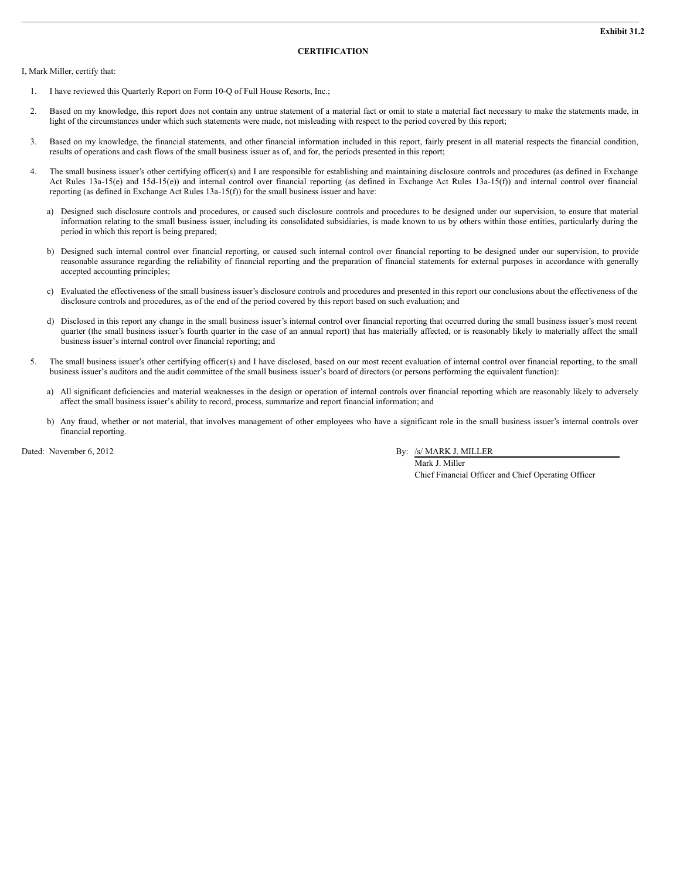Exhibit 31.2

# CERTIFICATION

I, Mark Miller, certify that:

1. I have reviewed this Quarterly Report on Form 10-Q of Full House Resorts, Inc.;

2. Based on my knowledge, this report does not contain any untrue statement of a material fact or omit to state a material fact necessary to make the statements made, in light of the circumstances under which such statements were made, not misleading with respect to the period covered by this report;

3. Based on my knowledge, the financial statements, and other financial information included in this report, fairly present in all material respects the financial condition, results of operations and cash flows of the small business issuer as of, and for, the periods presented in this report;

4. The small business issuer's other certifying officer(s) and I are responsible for establishing and maintaining disclosure controls and procedures (as defined in Exchange Act Rules 13a-15(e) and 15d-15(e)) and internal control over financial reporting (as defined in Exchange Act Rules 13a-15(f)) and internal control over financial reporting (as defined in Exchange Act Rules 13a-15(f)) for the small business issuer and have:

   a) Designed such disclosure controls and procedures, or caused such disclosure controls and procedures to be designed under our supervision, to ensure that material information relating to the small business issuer, including its consolidated subsidiaries, is made known to us by others within those entities, particularly during the period in which this report is being prepared;

   b) Designed such internal control over financial reporting, or caused such internal control over financial reporting to be designed under our supervision, to provide reasonable assurance regarding the reliability of financial reporting and the preparation of financial statements for external purposes in accordance with generally accepted accounting principles;

   c) Evaluated the effectiveness of the small business issuer's disclosure controls and procedures and presented in this report our conclusions about the effectiveness of the disclosure controls and procedures, as of the end of the period covered by this report based on such evaluation; and

   d) Disclosed in this report any change in the small business issuer's internal control over financial reporting that occurred during the small business issuer's most recent quarter (the small business issuer's fourth quarter in the case of an annual report) that has materially affected, or is reasonably likely to materially affect the small business issuer's internal control over financial reporting; and

5. The small business issuer's other certifying officer(s) and I have disclosed, based on our most recent evaluation of internal control over financial reporting, to the small business issuer's auditors and the audit committee of the small business issuer's board of directors (or persons performing the equivalent function):

   a) All significant deficiencies and material weaknesses in the design or operation of internal controls over financial reporting which are reasonably likely to adversely affect the small business issuer's ability to record, process, summarize and report financial information; and

   b) Any fraud, whether or not material, that involves management of other employees who have a significant role in the small business issuer's internal controls over financial reporting.

Dated: November 6, 2012

By: /s/ MARK J. MILLER
Mark J. Miller
Chief Financial Officer and Chief Operating Officer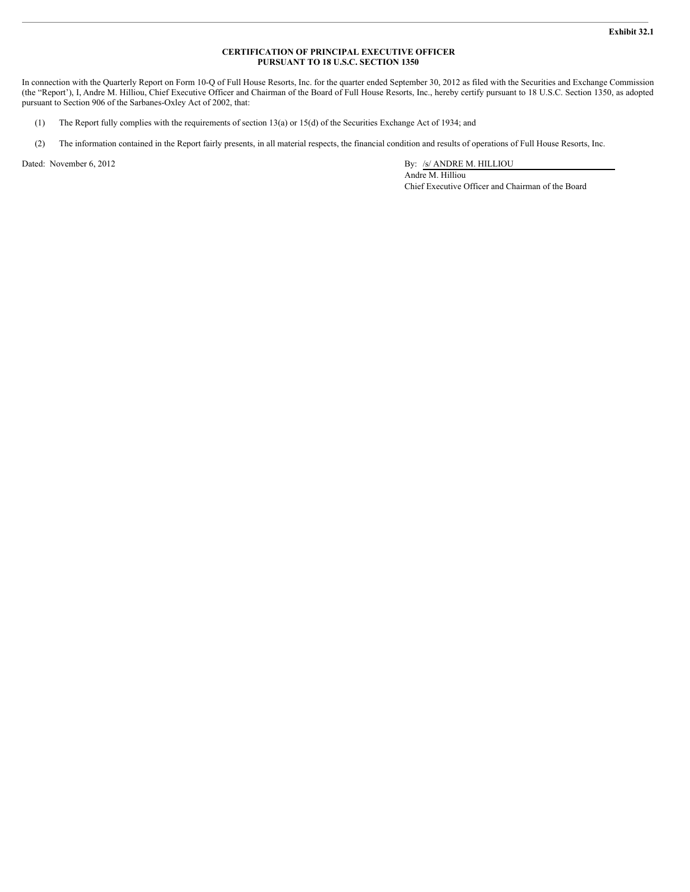**Exhibit 32.1**

**CERTIFICATION OF PRINCIPAL EXECUTIVE OFFICER
PURSUANT TO 18 U.S.C. SECTION 1350**

In connection with the Quarterly Report on Form 10-Q of Full House Resorts, Inc. for the quarter ended September 30, 2012 as filed with the Securities and Exchange Commission (the "Report'), I, Andre M. Hilliou, Chief Executive Officer and Chairman of the Board of Full House Resorts, Inc., hereby certify pursuant to 18 U.S.C. Section 1350, as adopted pursuant to Section 906 of the Sarbanes-Oxley Act of 2002, that:

(1) The Report fully complies with the requirements of section 13(a) or 15(d) of the Securities Exchange Act of 1934; and

(2) The information contained in the Report fairly presents, in all material respects, the financial condition and results of operations of Full House Resorts, Inc.

Dated: November 6, 2012

By: /s/ ANDRE M. HILLIOU
Andre M. Hilliou
Chief Executive Officer and Chairman of the Board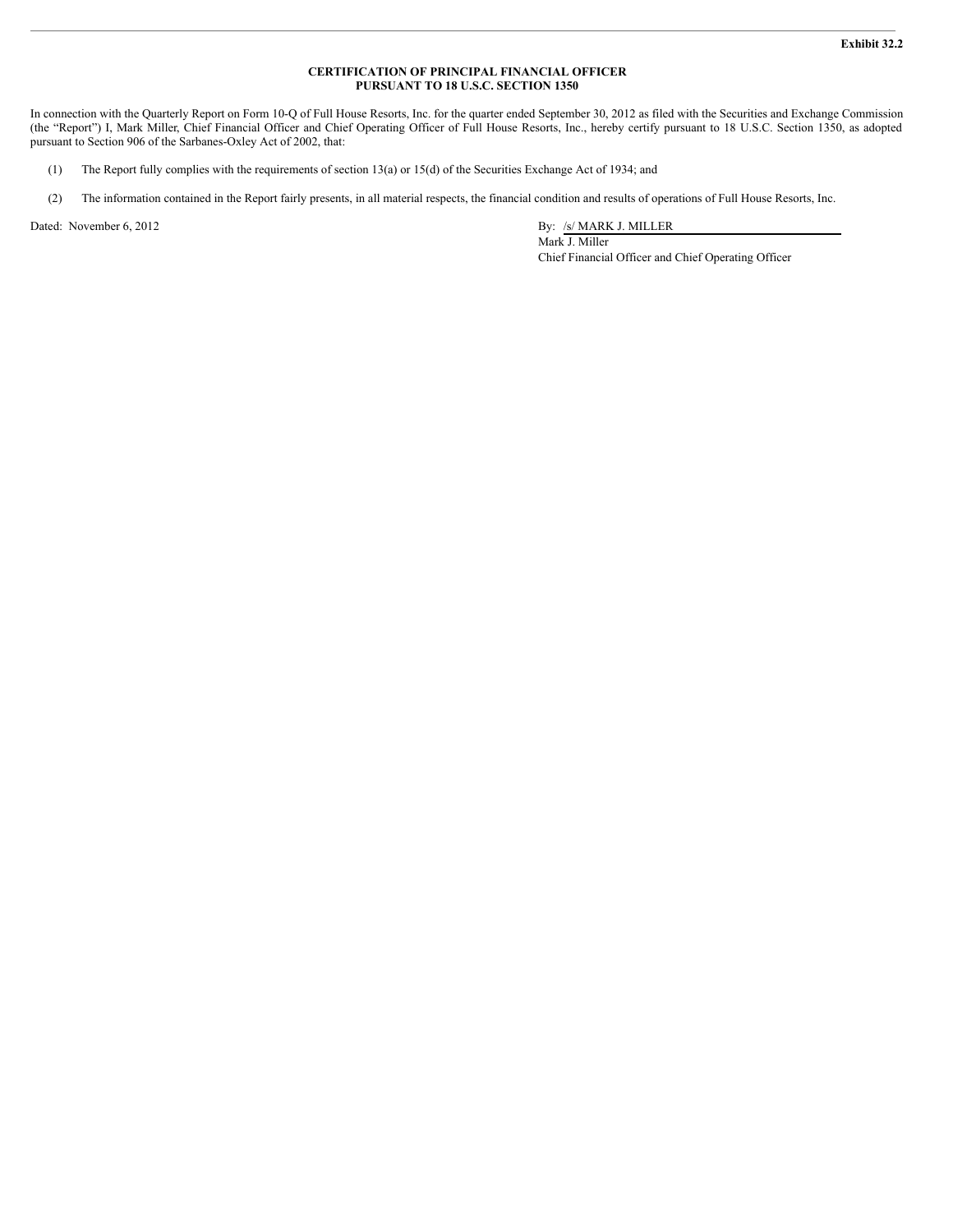**Exhibit 32.2**

**CERTIFICATION OF PRINCIPAL FINANCIAL OFFICER**
**PURSUANT TO 18 U.S.C. SECTION 1350**

In connection with the Quarterly Report on Form 10-Q of Full House Resorts, Inc. for the quarter ended September 30, 2012 as filed with the Securities and Exchange Commission (the "Report") I, Mark Miller, Chief Financial Officer and Chief Operating Officer of Full House Resorts, Inc., hereby certify pursuant to 18 U.S.C. Section 1350, as adopted pursuant to Section 906 of the Sarbanes-Oxley Act of 2002, that:

(1) The Report fully complies with the requirements of section 13(a) or 15(d) of the Securities Exchange Act of 1934; and

(2) The information contained in the Report fairly presents, in all material respects, the financial condition and results of operations of Full House Resorts, Inc.

Dated: November 6, 2012

By: /s/ MARK J. MILLER
Mark J. Miller
Chief Financial Officer and Chief Operating Officer